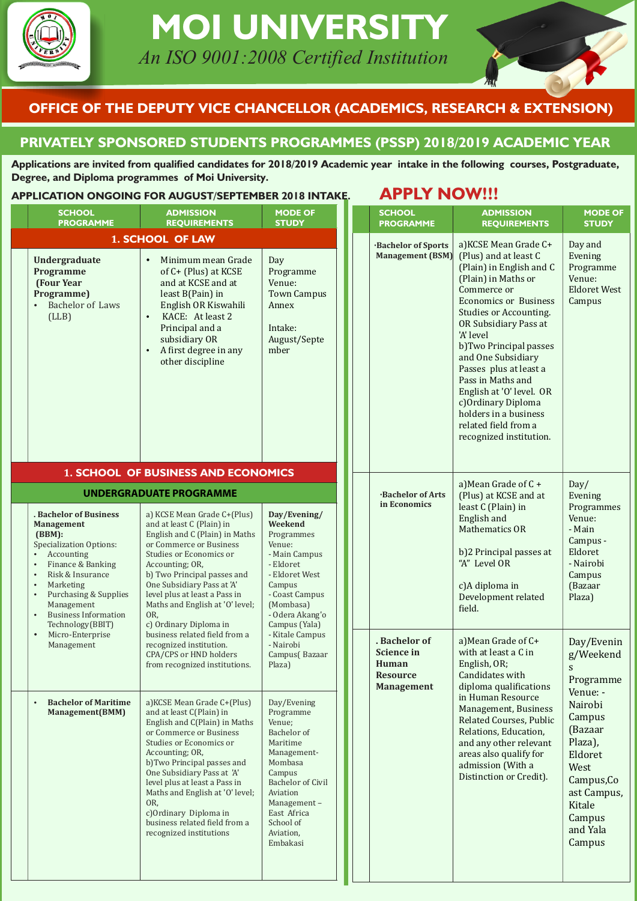# MOI UNIVERSITY

*An ISO 9001:2008 Certified Institution*

## OFFICE OF THE DEPUTY VICE CHANCELLOR (ACADEMICS, RESEARCH & EXTENSION)

## PRIVATELY SPONSORED STUDENTS PROGRAMMES (PSSP) 2018/2019 ACADEMIC YEAR

**Applications are invited from qualified candidates for 2018/2019 Academic year intake in the following courses, Postgraduate, Degree, and Diploma programmes of Moi University.**

**APPLICATION ONGOING FOR AUGUST/SEPTEMBER 2018 INTAKE.**

**APPLY NOW!!!**

| SCHOOL PROGRAMME | ADMISSION REQUIREMENTS | MODE OF STUDY |
|---|---|---|
| **1. SCHOOL OF LAW** | | |
| **Undergraduate Programme (Four Year Programme)**<br>• Bachelor of Laws (LLB) | • Minimum mean Grade of C+ (Plus) at KCSE and at KCSE and at least B(Pain) in English OR Kiswahili<br>• KACE: At least 2 Principal and a subsidiary OR<br>• A first degree in any other discipline | Day Programme Venue: Town Campus Annex<br><br>Intake: August/September |
| **1. SCHOOL OF BUSINESS AND ECONOMICS** | | |
| **UNDERGRADUATE PROGRAMME** | | |
| **. Bachelor of Business Management (BBM):**<br>Specialization Options:<br>• Accounting<br>• Finance & Banking<br>• Risk & Insurance<br>• Marketing<br>• Purchasing & Supplies Management<br>• Business Information Technology(BBIT)<br>• Micro-Enterprise Management | a) KCSE Mean Grade C+(Plus) and at least C (Plain) in English and C (Plain) in Maths or Commerce or Business Studies or Economics or Accounting; OR,<br>b) Two Principal passes and One Subsidiary Pass at 'A' level plus at least a Pass in Maths and English at 'O' level; OR,<br>c) Ordinary Diploma in business related field from a recognized institution.<br>CPA/CPS or HND holders from recognized institutions. | **Day/Evening/ Weekend** Programmes Venue:<br>- Main Campus<br>- Eldoret<br>- Eldoret West Campus<br>- Coast Campus (Mombasa)<br>- Odera Akang'o Campus (Yala)<br>- Kitale Campus<br>- Nairobi Campus( Bazaar Plaza) |
| • **Bachelor of Maritime Management(BMM)** | a)KCSE Mean Grade C+(Plus) and at least C(Plain) in English and C(Plain) in Maths or Commerce or Business Studies or Economics or Accounting; OR,<br>b)Two Principal passes and One Subsidiary Pass at 'A' level plus at least a Pass in Maths and English at 'O' level; OR,<br>c)Ordinary Diploma in business related field from a recognized institutions | Day/Evening Programme Venue;<br>Bachelor of Maritime Management- Mombasa Campus<br>Bachelor of Civil Aviation Management – East Africa School of Aviation, Embakasi |
| **·Bachelor of Sports Management (BSM)** | a)KCSE Mean Grade C+ (Plus) and at least C (Plain) in English and C (Plain) in Maths or Commerce or Economics or Business Studies or Accounting. OR Subsidiary Pass at 'A' level<br>b)Two Principal passes and One Subsidiary Passes plus at least a Pass in Maths and English at 'O' level. OR<br>c)Ordinary Diploma holders in a business related field from a recognized institution. | Day and Evening Programme Venue: Eldoret West Campus |
| **·Bachelor of Arts in Economics** | a)Mean Grade of C + (Plus) at KCSE and at least C (Plain) in English and Mathematics OR<br><br>b)2 Principal passes at "A" Level OR<br><br>c)A diploma in Development related field. | Day/ Evening Programmes Venue:<br>- Main Campus - Eldoret<br>- Nairobi Campus (Bazaar Plaza) |
| **. Bachelor of Science in Human Resource Management** | a)Mean Grade of C+ with at least a C in English, OR;<br>Candidates with diploma qualifications in Human Resource Management, Business Related Courses, Public Relations, Education, and any other relevant areas also qualify for admission (With a Distinction or Credit). | Day/Evening/Weekends Programme Venue: - Nairobi Campus (Bazaar Plaza), Eldoret West Campus,Coast Campus, Kitale Campus and Yala Campus |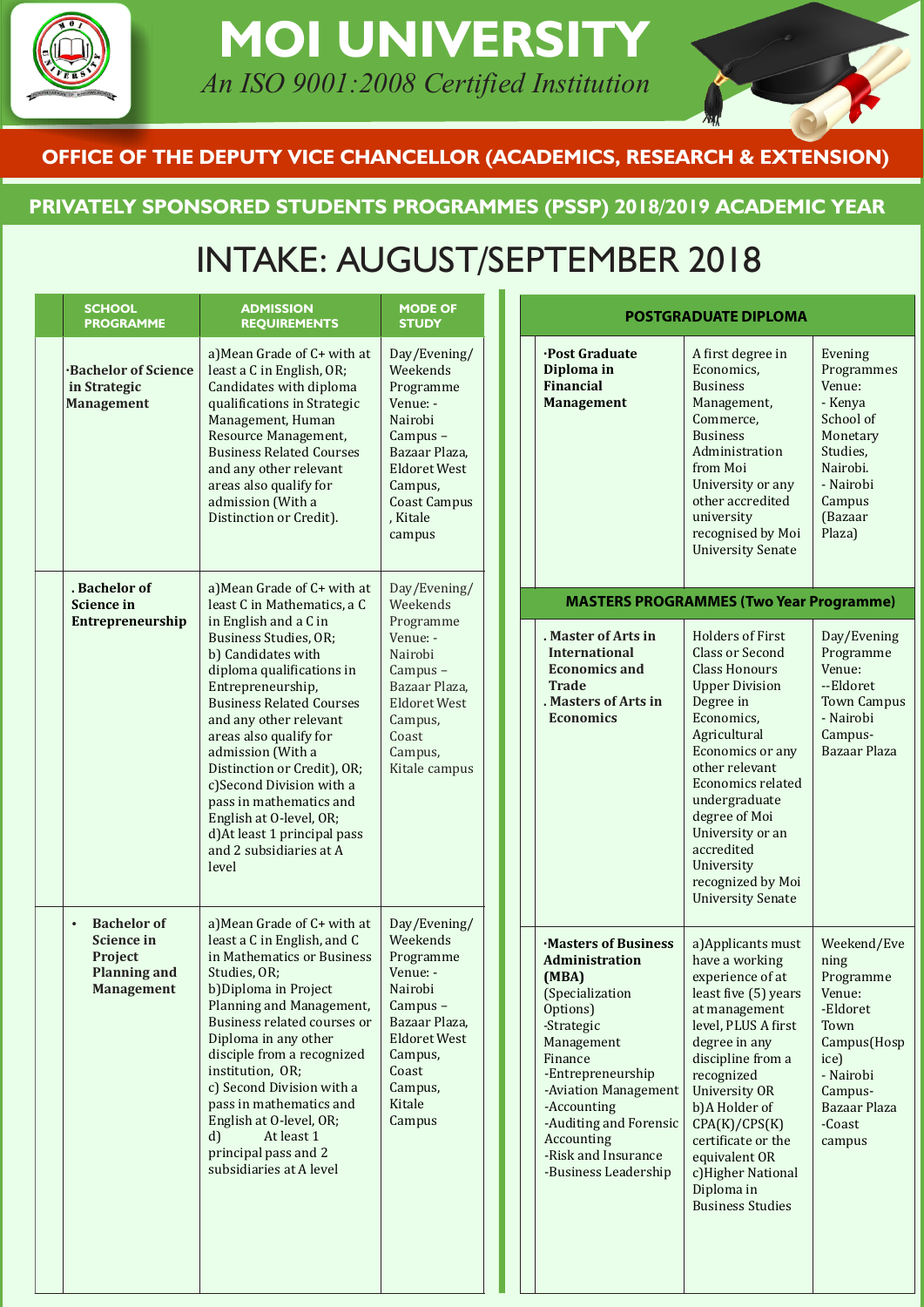# MOI UNIVERSITY

*An ISO 9001:2008 Certified Institution*

## OFFICE OF THE DEPUTY VICE CHANCELLOR (ACADEMICS, RESEARCH & EXTENSION)

## PRIVATELY SPONSORED STUDENTS PROGRAMMES (PSSP) 2018/2019 ACADEMIC YEAR

# INTAKE: AUGUST/SEPTEMBER 2018

| SCHOOL PROGRAMME | ADMISSION REQUIREMENTS | MODE OF STUDY |
|---|---|---|
| ·Bachelor of Science in Strategic Management | a)Mean Grade of C+ with at least a C in English, OR; Candidates with diploma qualifications in Strategic Management, Human Resource Management, Business Related Courses and any other relevant areas also qualify for admission (With a Distinction or Credit). | Day/Evening/ Weekends Programme Venue: - Nairobi Campus – Bazaar Plaza, Eldoret West Campus, Coast Campus , Kitale campus |
| . Bachelor of Science in Entrepreneurship | a)Mean Grade of C+ with at least C in Mathematics, a C in English and a C in Business Studies, OR; b) Candidates with diploma qualifications in Entrepreneurship, Business Related Courses and any other relevant areas also qualify for admission (With a Distinction or Credit), OR; c)Second Division with a pass in mathematics and English at O-level, OR; d)At least 1 principal pass and 2 subsidiaries at A level | Day/Evening/ Weekends Programme Venue: - Nairobi Campus – Bazaar Plaza, Eldoret West Campus, Coast Campus, Kitale campus |
| • Bachelor of Science in Project Planning and Management | a)Mean Grade of C+ with at least a C in English, and C in Mathematics or Business Studies, OR; b)Diploma in Project Planning and Management, Business related courses or Diploma in any other disciple from a recognized institution, OR; c) Second Division with a pass in mathematics and English at O-level, OR; d) At least 1 principal pass and 2 subsidiaries at A level | Day/Evening/ Weekends Programme Venue: - Nairobi Campus – Bazaar Plaza, Eldoret West Campus, Coast Campus, Kitale Campus |

| POSTGRADUATE DIPLOMA | | |
|---|---|---|
| ·Post Graduate Diploma in Financial Management | A first degree in Economics, Business Management, Commerce, Business Administration from Moi University or any other accredited university recognised by Moi University Senate | Evening Programmes Venue: - Kenya School of Monetary Studies, Nairobi. - Nairobi Campus (Bazaar Plaza) |
| **MASTERS PROGRAMMES (Two Year Programme)** | | |
| . Master of Arts in International Economics and Trade<br>. Masters of Arts in Economics | Holders of First Class or Second Class Honours Upper Division Degree in Economics, Agricultural Economics or any other relevant Economics related undergraduate degree of Moi University or an accredited University recognized by Moi University Senate | Day/Evening Programme Venue: --Eldoret Town Campus - Nairobi Campus- Bazaar Plaza |
| ·Masters of Business Administration (MBA) (Specialization Options) -Strategic Management Finance -Entrepreneurship -Aviation Management -Accounting -Auditing and Forensic Accounting -Risk and Insurance -Business Leadership | a)Applicants must have a working experience of at least five (5) years at management level, PLUS A first degree in any discipline from a recognized University OR b)A Holder of CPA(K)/CPS(K) certificate or the equivalent OR c)Higher National Diploma in Business Studies | Weekend/Evening Programme Venue: -Eldoret Town Campus(Hospice) - Nairobi Campus- Bazaar Plaza -Coast campus |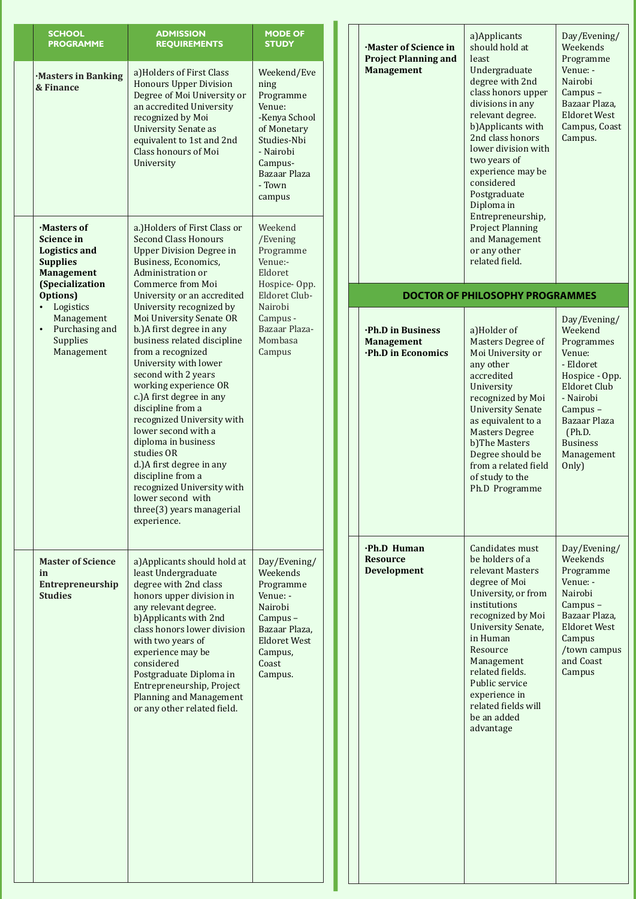| SCHOOL PROGRAMME | ADMISSION REQUIREMENTS | MODE OF STUDY |
|---|---|---|
| ·**Masters in Banking & Finance** | a)Holders of First Class Honours Upper Division Degree of Moi University or an accredited University recognized by Moi University Senate as equivalent to 1st and 2nd Class honours of Moi University | Weekend/Evening Programme Venue: -Kenya School of Monetary Studies-Nbi - Nairobi Campus-Bazaar Plaza - Town campus |
| ·**Masters of Science in Logistics and Supplies Management (Specialization Options)** <br>• Logistics Management <br>• Purchasing and Supplies Management | a.)Holders of First Class or Second Class Honours Upper Division Degree in Business, Economics, Administration or Commerce from Moi University or an accredited University recognized by Moi University Senate OR <br>b.)A first degree in any business related discipline from a recognized University with lower second with 2 years working experience OR <br>c.)A first degree in any discipline from a recognized University with lower second with a diploma in business studies OR <br>d.)A first degree in any discipline from a recognized University with lower second with three(3) years managerial experience. | Weekend /Evening Programme Venue:- Eldoret Hospice- Opp. Eldoret Club- Nairobi Campus - Bazaar Plaza- Mombasa Campus |
| **Master of Science in Entrepreneurship Studies** | a)Applicants should hold at least Undergraduate degree with 2nd class honors upper division in any relevant degree. <br>b)Applicants with 2nd class honors lower division with two years of experience may be considered Postgraduate Diploma in Entrepreneurship, Project Planning and Management or any other related field. | Day/Evening/ Weekends Programme Venue: - Nairobi Campus – Bazaar Plaza, Eldoret West Campus, Coast Campus. |
| ·**Master of Science in Project Planning and Management** | a)Applicants should hold at least Undergraduate degree with 2nd class honors upper divisions in any relevant degree. <br>b)Applicants with 2nd class honors lower division with two years of experience may be considered Postgraduate Diploma in Entrepreneurship, Project Planning and Management or any other related field. | Day/Evening/ Weekends Programme Venue: - Nairobi Campus – Bazaar Plaza, Eldoret West Campus, Coast Campus. |
| **DOCTOR OF PHILOSOPHY PROGRAMMES** | | |
| ·**Ph.D in Business Management** <br>·**Ph.D in Economics** | a)Holder of Masters Degree of Moi University or any other accredited University recognized by Moi University Senate as equivalent to a Masters Degree <br>b)The Masters Degree should be from a related field of study to the Ph.D Programme | Day/Evening/ Weekend Programmes Venue: - Eldoret Hospice - Opp. Eldoret Club - Nairobi Campus – Bazaar Plaza (Ph.D. Business Management Only) |
| ·**Ph.D Human Resource Development** | Candidates must be holders of a relevant Masters degree of Moi University, or from institutions recognized by Moi University Senate, in Human Resource Management related fields. Public service experience in related fields will be an added advantage | Day/Evening/ Weekends Programme Venue: - Nairobi Campus – Bazaar Plaza, Eldoret West Campus /town campus and Coast Campus |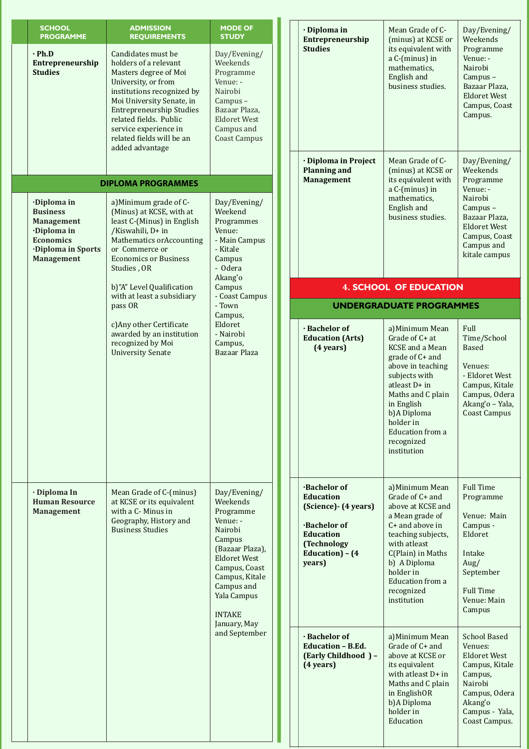| SCHOOL PROGRAMME | ADMISSION REQUIREMENTS | MODE OF STUDY |
|---|---|---|
| · **Ph.D Entrepreneurship Studies** | Candidates must be holders of a relevant Masters degree of Moi University, or from institutions recognized by Moi University Senate, in Entrepreneurship Studies related fields. Public service experience in related fields will be an added advantage | Day/Evening/ Weekends Programme Venue: - Nairobi Campus – Bazaar Plaza, Eldoret West Campus and Coast Campus |
| **DIPLOMA PROGRAMMES** | | |
| ·**Diploma in Business Management** ·**Diploma in Economics** ·**Diploma in Sports Management** | a)Minimum grade of C- (Minus) at KCSE, with at least C-(Minus) in English /Kiswahili, D+ in Mathematics orAccounting or Commerce or Economics or Business Studies , OR<br><br>b)"A" Level Qualification with at least a subsidiary pass OR<br><br>c)Any other Certificate awarded by an institution recognized by Moi University Senate | Day/Evening/ Weekend Programmes Venue: - Main Campus - Kitale Campus - Odera Akang'o Campus - Coast Campus - Town Campus, Eldoret - Nairobi Campus, Bazaar Plaza |
| · **Diploma In Human Resource Management** | Mean Grade of C-(minus) at KCSE or its equivalent with a C- Minus in Geography, History and Business Studies | Day/Evening/ Weekends Programme Venue: - Nairobi Campus (Bazaar Plaza), Eldoret West Campus, Coast Campus, Kitale Campus and Yala Campus<br><br>INTAKE January, May and September |
| · **Diploma in Entrepreneurship Studies** | Mean Grade of C- (minus) at KCSE or its equivalent with a C-(minus) in mathematics, English and business studies. | Day/Evening/ Weekends Programme Venue: - Nairobi Campus – Bazaar Plaza, Eldoret West Campus, Coast Campus. |
| · **Diploma in Project Planning and Management** | Mean Grade of C- (minus) at KCSE or its equivalent with a C-(minus) in mathematics, English and business studies. | Day/Evening/ Weekends Programme Venue: - Nairobi Campus – Bazaar Plaza, Eldoret West Campus, Coast Campus and kitale campus |

## 4. SCHOOL OF EDUCATION

### UNDERGRADUATE PROGRAMMES

| SCHOOL PROGRAMME | ADMISSION REQUIREMENTS | MODE OF STUDY |
|---|---|---|
| · **Bachelor of Education (Arts) (4 years)** | a)Minimum Mean Grade of C+ at KCSE and a Mean grade of C+ and above in teaching subjects with atleast D+ in Maths and C plain in English<br>b)A Diploma holder in Education from a recognized institution | Full Time/School Based<br><br>Venues: - Eldoret West Campus, Kitale Campus, Odera Akang'o – Yala, Coast Campus |
| ·**Bachelor of Education (Science)- (4 years)**<br><br>·**Bachelor of Education (Technology Education) – (4 years)** | a)Minimum Mean Grade of C+ and above at KCSE and a Mean grade of C+ and above in teaching subjects, with atleast C(Plain) in Maths<br>b) A Diploma holder in Education from a recognized institution | Full Time Programme<br><br>Venue: Main Campus - Eldoret<br><br>Intake Aug/ September<br><br>Full Time Venue: Main Campus |
| · **Bachelor of Education – B.Ed. (Early Childhood ) – (4 years)** | a)Minimum Mean Grade of C+ and above at KCSE or its equivalent with atleast D+ in Maths and C plain in EnglishOR<br>b)A Diploma holder in Education | School Based Venues: Eldoret West Campus, Kitale Campus, Nairobi Campus, Odera Akang'o Campus - Yala, Coast Campus. |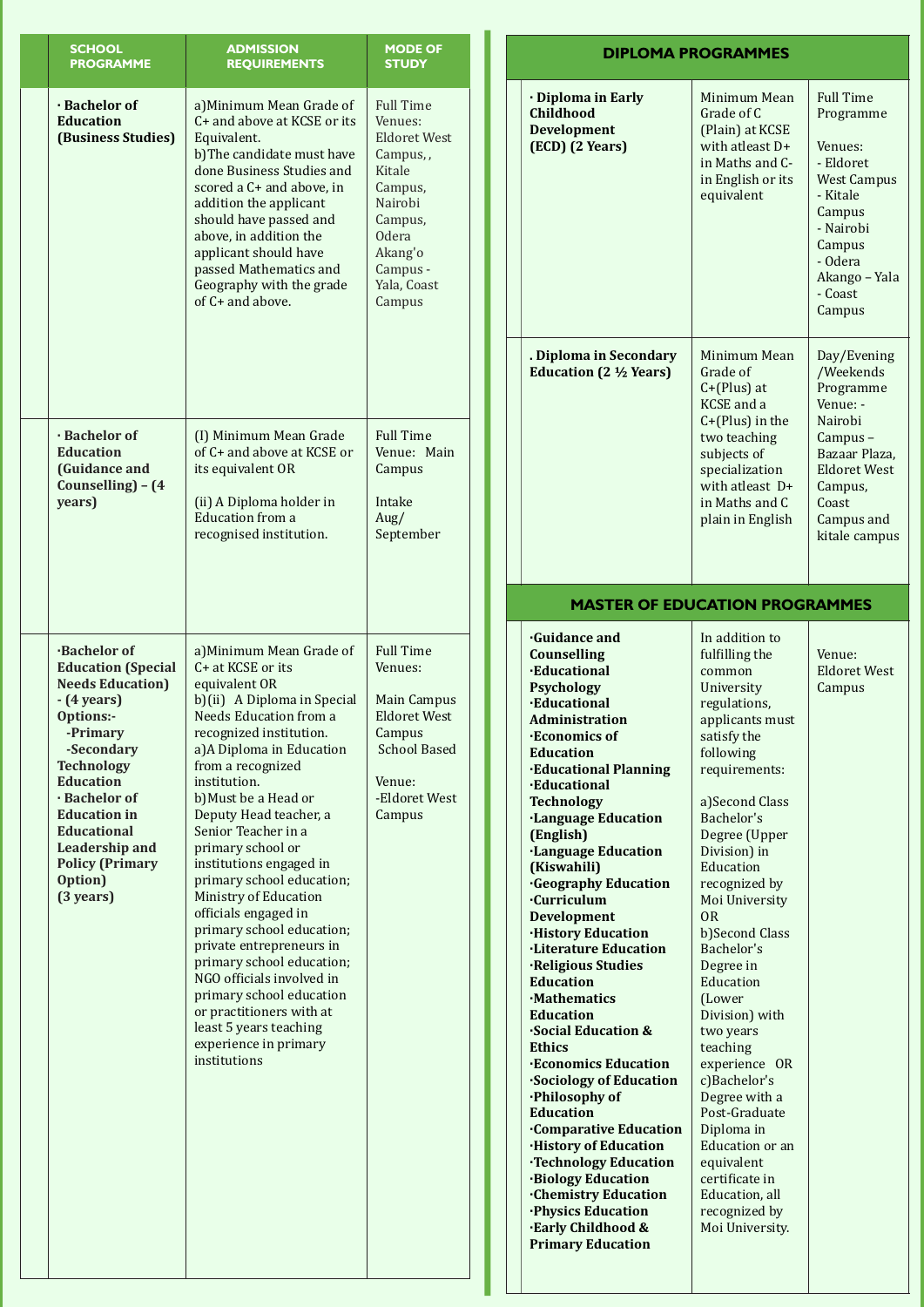| SCHOOL PROGRAMME | ADMISSION REQUIREMENTS | MODE OF STUDY |
|---|---|---|
| · **Bachelor of Education (Business Studies)** | a)Minimum Mean Grade of C+ and above at KCSE or its Equivalent.<br>b)The candidate must have done Business Studies and scored a C+ and above, in addition the applicant should have passed and above, in addition the applicant should have passed Mathematics and Geography with the grade of C+ and above. | Full Time Venues: Eldoret West Campus, , Kitale Campus, Nairobi Campus, Odera Akang'o Campus - Yala, Coast Campus |
| · **Bachelor of Education (Guidance and Counselling) – (4 years)** | (I) Minimum Mean Grade of C+ and above at KCSE or its equivalent OR<br><br>(ii) A Diploma holder in Education from a recognised institution. | Full Time Venue: Main Campus<br><br>Intake Aug/ September |
| ·**Bachelor of Education (Special Needs Education) - (4 years) Options:-**<br>**-Primary**<br>**-Secondary**<br>**Technology Education**<br>· **Bachelor of Education in Educational Leadership and Policy (Primary Option) (3 years)** | a)Minimum Mean Grade of C+ at KCSE or its equivalent OR<br>b)(ii) A Diploma in Special Needs Education from a recognized institution.<br>a)A Diploma in Education from a recognized institution.<br>b)Must be a Head or Deputy Head teacher, a Senior Teacher in a primary school or institutions engaged in primary school education; Ministry of Education officials engaged in primary school education; private entrepreneurs in primary school education; NGO officials involved in primary school education or practitioners with at least 5 years teaching experience in primary institutions | Full Time Venues:<br><br>Main Campus Eldoret West Campus School Based<br><br>Venue: -Eldoret West Campus |

## DIPLOMA PROGRAMMES

| Programme | Admission Requirements | Mode of Study |
|---|---|---|
| · **Diploma in Early Childhood Development (ECD) (2 Years)** | Minimum Mean Grade of C (Plain) at KCSE with atleast D+ in Maths and C- in English or its equivalent | Full Time Programme<br><br>Venues:<br>- Eldoret West Campus<br>- Kitale Campus<br>- Nairobi Campus<br>- Odera Akango – Yala<br>- Coast Campus |
| . **Diploma in Secondary Education (2 ½ Years)** | Minimum Mean Grade of C+(Plus) at KCSE and a C+(Plus) in the two teaching subjects of specialization with atleast D+ in Maths and C plain in English | Day/Evening /Weekends Programme Venue: - Nairobi Campus – Bazaar Plaza, Eldoret West Campus, Coast Campus and kitale campus |

## MASTER OF EDUCATION PROGRAMMES

| Programme | Admission Requirements | Venue |
|---|---|---|
| ·**Guidance and Counselling**<br>·**Educational Psychology**<br>·**Educational Administration**<br>·**Economics of Education**<br>·**Educational Planning**<br>·**Educational Technology**<br>·**Language Education (English)**<br>·**Language Education (Kiswahili)**<br>·**Geography Education**<br>·**Curriculum Development**<br>·**History Education**<br>·**Literature Education**<br>·**Religious Studies Education**<br>·**Mathematics Education**<br>·**Social Education & Ethics**<br>·**Economics Education**<br>·**Sociology of Education**<br>·**Philosophy of Education**<br>·**Comparative Education**<br>·**History of Education**<br>·**Technology Education**<br>·**Biology Education**<br>·**Chemistry Education**<br>·**Physics Education**<br>·**Early Childhood & Primary Education** | In addition to fulfilling the common University regulations, applicants must satisfy the following requirements:<br><br>a)Second Class Bachelor's Degree (Upper Division) in Education recognized by Moi University OR<br>b)Second Class Bachelor's Degree in Education (Lower Division) with two years teaching experience OR<br>c)Bachelor's Degree with a Post-Graduate Diploma in Education or an equivalent certificate in Education, all recognized by Moi University. | Venue: Eldoret West Campus |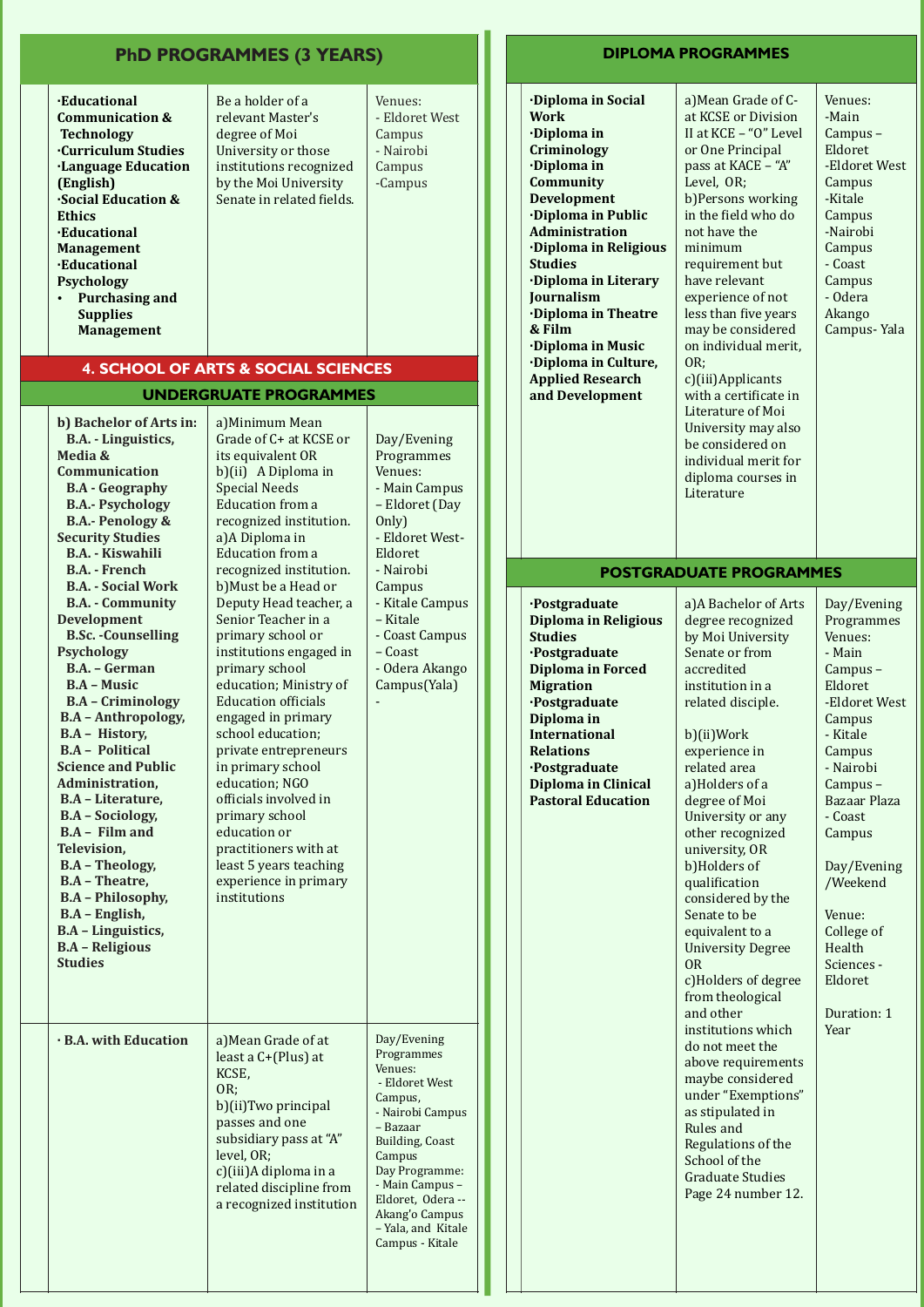## PhD PROGRAMMES (3 YEARS)

| Programme | Requirements | Venues |
|---|---|---|
| ·Educational Communication & Technology<br>·Curriculum Studies<br>·Language Education (English)<br>·Social Education & Ethics<br>·Educational Management<br>·Educational Psychology<br>• Purchasing and Supplies Management | Be a holder of a relevant Master's degree of Moi University or those institutions recognized by the Moi University Senate in related fields. | Venues:<br>- Eldoret West Campus<br>- Nairobi Campus<br>-Campus |

## 4. SCHOOL OF ARTS & SOCIAL SCIENCES

### UNDERGRUATE PROGRAMMES

| Programme | Requirements | Venues |
|---|---|---|
| **b) Bachelor of Arts in:**<br>B.A. - Linguistics, Media & Communication<br>B.A - Geography<br>B.A.- Psychology<br>B.A.- Penology & Security Studies<br>B.A. - Kiswahili<br>B.A. - French<br>B.A. - Social Work<br>B.A. - Community Development<br>B.Sc. -Counselling Psychology<br>B.A. – German<br>B.A – Music<br>B.A – Criminology<br>B.A – Anthropology,<br>B.A – History,<br>B.A – Political Science and Public Administration,<br>B.A – Literature,<br>B.A – Sociology,<br>B.A – Film and Television,<br>B.A – Theology,<br>B.A – Theatre,<br>B.A – Philosophy,<br>B.A – English,<br>B.A – Linguistics,<br>B.A – Religious Studies | a)Minimum Mean Grade of C+ at KCSE or its equivalent OR<br>b)(ii) A Diploma in Special Needs Education from a recognized institution.<br>a)A Diploma in Education from a recognized institution.<br>b)Must be a Head or Deputy Head teacher, a Senior Teacher in a primary school or institutions engaged in primary school education; Ministry of Education officials engaged in primary school education; private entrepreneurs in primary school education; NGO officials involved in primary school education or practitioners with at least 5 years teaching experience in primary institutions | Day/Evening Programmes Venues:<br>- Main Campus – Eldoret (Day Only)<br>- Eldoret West-Eldoret<br>- Nairobi Campus<br>- Kitale Campus – Kitale<br>- Coast Campus – Coast<br>- Odera Akango Campus(Yala)<br>- |
| · B.A. with Education | a)Mean Grade of at least a C+(Plus) at KCSE,<br>OR;<br>b)(ii)Two principal passes and one subsidiary pass at "A" level, OR;<br>c)(iii)A diploma in a related discipline from a recognized institution | Day/Evening Programmes Venues:<br>- Eldoret West Campus,<br>- Nairobi Campus – Bazaar Building, Coast Campus<br>Day Programme:<br>- Main Campus – Eldoret, Odera --Akang'o Campus – Yala, and Kitale Campus - Kitale |

### DIPLOMA PROGRAMMES

| Programme | Requirements | Venues |
|---|---|---|
| ·Diploma in Social Work<br>·Diploma in Criminology<br>·Diploma in Community Development<br>·Diploma in Public Administration<br>·Diploma in Religious Studies<br>·Diploma in Literary Journalism<br>·Diploma in Theatre & Film<br>·Diploma in Music<br>·Diploma in Culture, Applied Research and Development | a)Mean Grade of C- at KCSE or Division II at KCE – "O" Level or One Principal pass at KACE – "A" Level, OR;<br>b)Persons working in the field who do not have the minimum requirement but have relevant experience of not less than five years may be considered on individual merit, OR;<br>c)(iii)Applicants with a certificate in Literature of Moi University may also be considered on individual merit for diploma courses in Literature | Venues:<br>-Main Campus – Eldoret<br>-Eldoret West Campus<br>-Kitale Campus<br>-Nairobi Campus<br>- Coast Campus<br>- Odera Akango Campus- Yala |

### POSTGRADUATE PROGRAMMES

| Programme | Requirements | Venues |
|---|---|---|
| ·Postgraduate Diploma in Religious Studies<br>·Postgraduate Diploma in Forced Migration<br>·Postgraduate Diploma in International Relations<br>·Postgraduate Diploma in Clinical Pastoral Education | a)A Bachelor of Arts degree recognized by Moi University Senate or from accredited institution in a related disciple.<br>b)(ii)Work experience in related area<br>a)Holders of a degree of Moi University or any other recognized university, OR<br>b)Holders of qualification considered by the Senate to be equivalent to a University Degree OR<br>c)Holders of degree from theological and other institutions which do not meet the above requirements maybe considered under "Exemptions" as stipulated in Rules and Regulations of the School of the Graduate Studies Page 24 number 12. | Day/Evening Programmes Venues:<br>- Main Campus – Eldoret<br>-Eldoret West Campus<br>- Kitale Campus<br>- Nairobi Campus – Bazaar Plaza<br>- Coast Campus<br>Day/Evening /Weekend<br>Venue: College of Health Sciences - Eldoret<br>Duration: 1 Year |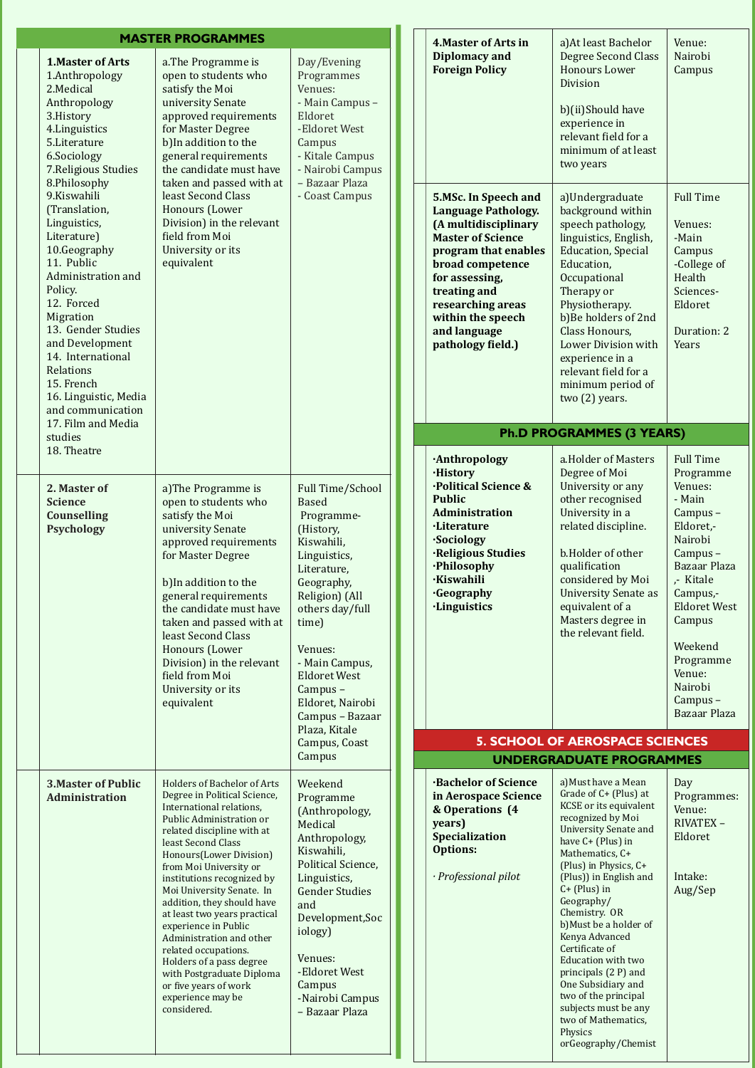## MASTER PROGRAMMES

| Programme | Requirements | Mode/Venue |
|---|---|---|
| **1.Master of Arts** 1.Anthropology 2.Medical Anthropology 3.History 4.Linguistics 5.Literature 6.Sociology 7.Religious Studies 8.Philosophy 9.Kiswahili (Translation, Linguistics, Literature) 10.Geography 11. Public Administration and Policy. 12. Forced Migration 13. Gender Studies and Development 14. International Relations 15. French 16. Linguistic, Media and communication 17. Film and Media studies 18. Theatre | a.The Programme is open to students who satisfy the Moi university Senate approved requirements for Master Degree b)In addition to the general requirements the candidate must have taken and passed with at least Second Class Honours (Lower Division) in the relevant field from Moi University or its equivalent | Day/Evening Programmes Venues: - Main Campus – Eldoret -Eldoret West Campus - Kitale Campus - Nairobi Campus – Bazaar Plaza - Coast Campus |
| **2. Master of Science Counselling Psychology** | a)The Programme is open to students who satisfy the Moi university Senate approved requirements for Master Degree b)In addition to the general requirements the candidate must have taken and passed with at least Second Class Honours (Lower Division) in the relevant field from Moi University or its equivalent | Full Time/School Based Programme- (History, Kiswahili, Linguistics, Literature, Geography, Religion) (All others day/full time) Venues: - Main Campus, Eldoret West Campus – Eldoret, Nairobi Campus – Bazaar Plaza, Kitale Campus, Coast Campus |
| **3.Master of Public Administration** | Holders of Bachelor of Arts Degree in Political Science, International relations, Public Administration or related discipline with at least Second Class Honours(Lower Division) from Moi University or institutions recognized by Moi University Senate. In addition, they should have at least two years practical experience in Public Administration and other related occupations. Holders of a pass degree with Postgraduate Diploma or five years of work experience may be considered. | Weekend Programme (Anthropology, Medical Anthropology, Kiswahili, Political Science, Linguistics, Gender Studies and Development,Sociology) Venues: -Eldoret West Campus -Nairobi Campus – Bazaar Plaza |
| **4.Master of Arts in Diplomacy and Foreign Policy** | a)At least Bachelor Degree Second Class Honours Lower Division b)(ii)Should have experience in relevant field for a minimum of at least two years | Venue: Nairobi Campus |
| **5.MSc. In Speech and Language Pathology. (A multidisciplinary Master of Science program that enables broad competence for assessing, treating and researching areas within the speech and language pathology field.)** | a)Undergraduate background within speech pathology, linguistics, English, Education, Special Education, Occupational Therapy or Physiotherapy. b)Be holders of 2nd Class Honours, Lower Division with experience in a relevant field for a minimum period of two (2) years. | Full Time Venues: -Main Campus -College of Health Sciences- Eldoret Duration: 2 Years |

## Ph.D PROGRAMMES (3 YEARS)

| Programme | Requirements | Mode/Venue |
|---|---|---|
| ·Anthropology ·History ·Political Science & Public Administration ·Literature ·Sociology ·Religious Studies ·Philosophy ·Kiswahili ·Geography ·Linguistics | a.Holder of Masters Degree of Moi University or any other recognised University in a related discipline. b.Holder of other qualification considered by Moi University Senate as equivalent of a Masters degree in the relevant field. | Full Time Programme Venues: - Main Campus – Eldoret,- Nairobi Campus – Bazaar Plaza ,- Kitale Campus,- Eldoret West Campus Weekend Programme Venue: Nairobi Campus – Bazaar Plaza |

## 5. SCHOOL OF AEROSPACE SCIENCES

## UNDERGRADUATE PROGRAMMES

| Programme | Requirements | Mode/Venue |
|---|---|---|
| **·Bachelor of Science in Aerospace Science & Operations (4 years) Specialization Options:** *· Professional pilot* | a)Must have a Mean Grade of C+ (Plus) at KCSE or its equivalent recognized by Moi University Senate and have C+ (Plus) in Mathematics, C+ (Plus) in Physics, C+ (Plus)) in English and C+ (Plus) in Geography/ Chemistry. OR b)Must be a holder of Kenya Advanced Certificate of Education with two principals (2 P) and One Subsidiary and two of the principal subjects must be any two of Mathematics, Physics orGeography/Chemist | Day Programmes: Venue: RIVATEX – Eldoret Intake: Aug/Sep |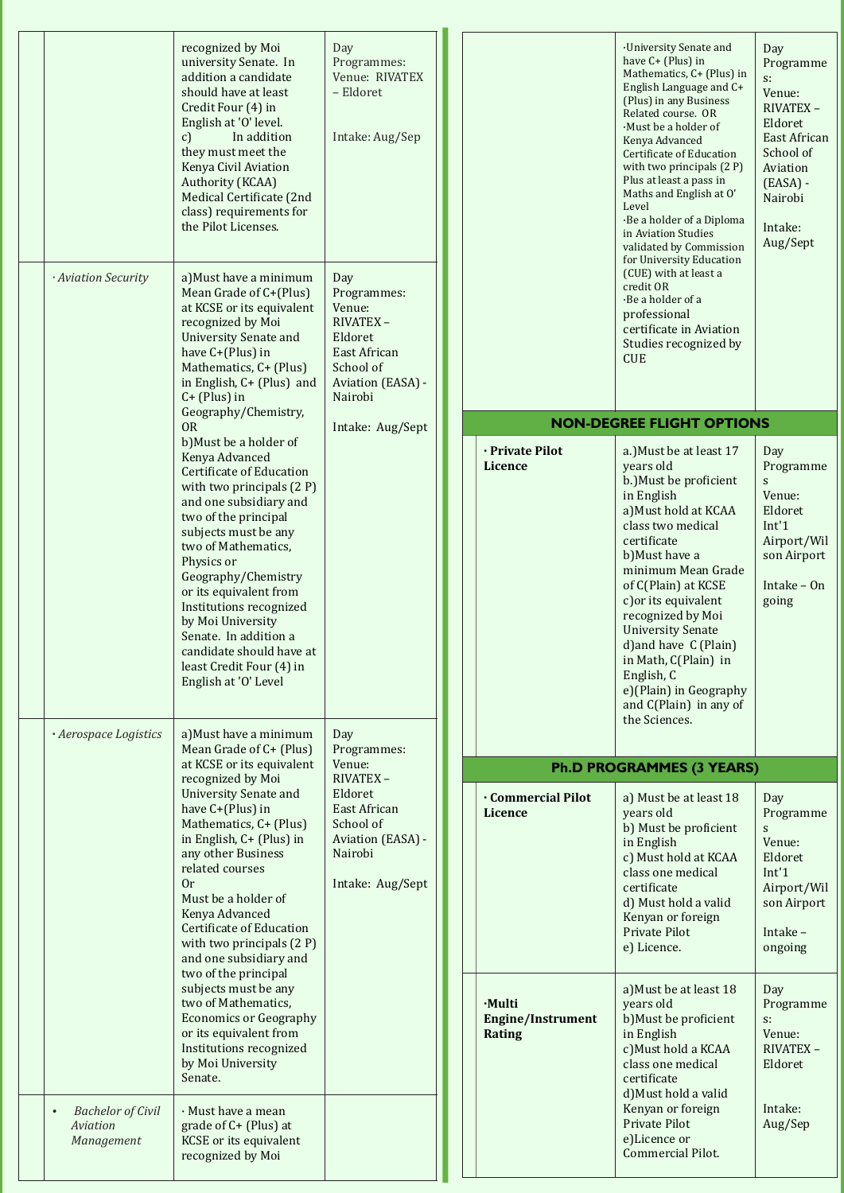| | | | |
|---|---|---|---|
| | | recognized by Moi university Senate. In addition a candidate should have at least Credit Four (4) in English at 'O' level.<br>c) In addition they must meet the Kenya Civil Aviation Authority (KCAA) Medical Certificate (2nd class) requirements for the Pilot Licenses. | Day Programmes: Venue: RIVATEX – Eldoret<br><br>Intake: Aug/Sep |
| | · *Aviation Security* | a)Must have a minimum Mean Grade of C+(Plus) at KCSE or its equivalent recognized by Moi University Senate and have C+(Plus) in Mathematics, C+ (Plus) in English, C+ (Plus) and C+ (Plus) in Geography/Chemistry, OR<br>b)Must be a holder of Kenya Advanced Certificate of Education with two principals (2 P) and one subsidiary and two of the principal subjects must be any two of Mathematics, Physics or Geography/Chemistry or its equivalent from Institutions recognized by Moi University Senate. In addition a candidate should have at least Credit Four (4) in English at 'O' Level | Day Programmes: Venue: RIVATEX – Eldoret East African School of Aviation (EASA) - Nairobi<br><br>Intake: Aug/Sept |
| | · *Aerospace Logistics* | a)Must have a minimum Mean Grade of C+ (Plus) at KCSE or its equivalent recognized by Moi University Senate and have C+(Plus) in Mathematics, C+ (Plus) in English, C+ (Plus) in any other Business related courses<br>Or<br>Must be a holder of Kenya Advanced Certificate of Education with two principals (2 P) and one subsidiary and two of the principal subjects must be any two of Mathematics, Economics or Geography or its equivalent from Institutions recognized by Moi University Senate. | Day Programmes: Venue: RIVATEX – Eldoret East African School of Aviation (EASA) - Nairobi<br><br>Intake: Aug/Sept |
| | • *Bachelor of Civil Aviation Management* | · Must have a mean grade of C+ (Plus) at KCSE or its equivalent recognized by Moi | |

| | | | |
|---|---|---|---|
| | | ·University Senate and have C+ (Plus) in Mathematics, C+ (Plus) in English Language and C+ (Plus) in any Business Related course. OR<br>·Must be a holder of Kenya Advanced Certificate of Education with two principals (2 P) Plus at least a pass in Maths and English at O' Level<br>·Be a holder of a Diploma in Aviation Studies validated by Commission for University Education (CUE) with at least a credit OR<br>·Be a holder of a professional certificate in Aviation Studies recognized by CUE | Day Programmes: Venue: RIVATEX – Eldoret East African School of Aviation (EASA) - Nairobi<br><br>Intake: Aug/Sept |
| **NON-DEGREE FLIGHT OPTIONS** | | | |
| | **· Private Pilot Licence** | a.)Must be at least 17 years old<br>b.)Must be proficient in English<br>a)Must hold at KCAA class two medical certificate<br>b)Must have a minimum Mean Grade of C(Plain) at KCSE<br>c)or its equivalent recognized by Moi University Senate<br>d)and have C (Plain) in Math, C(Plain) in English, C<br>e)(Plain) in Geography and C(Plain) in any of the Sciences. | Day Programmes Venue: Eldoret Int'1 Airport/Wilson Airport<br><br>Intake – On going |
| **Ph.D PROGRAMMES (3 YEARS)** | | | |
| | **· Commercial Pilot Licence** | a) Must be at least 18 years old<br>b) Must be proficient in English<br>c) Must hold at KCAA class one medical certificate<br>d) Must hold a valid Kenyan or foreign Private Pilot<br>e) Licence. | Day Programmes Venue: Eldoret Int'1 Airport/Wilson Airport<br><br>Intake – ongoing |
| | **·Multi Engine/Instrument Rating** | a)Must be at least 18 years old<br>b)Must be proficient in English<br>c)Must hold a KCAA class one medical certificate<br>d)Must hold a valid Kenyan or foreign Private Pilot<br>e)Licence or Commercial Pilot. | Day Programmes: Venue: RIVATEX – Eldoret<br><br>Intake: Aug/Sep |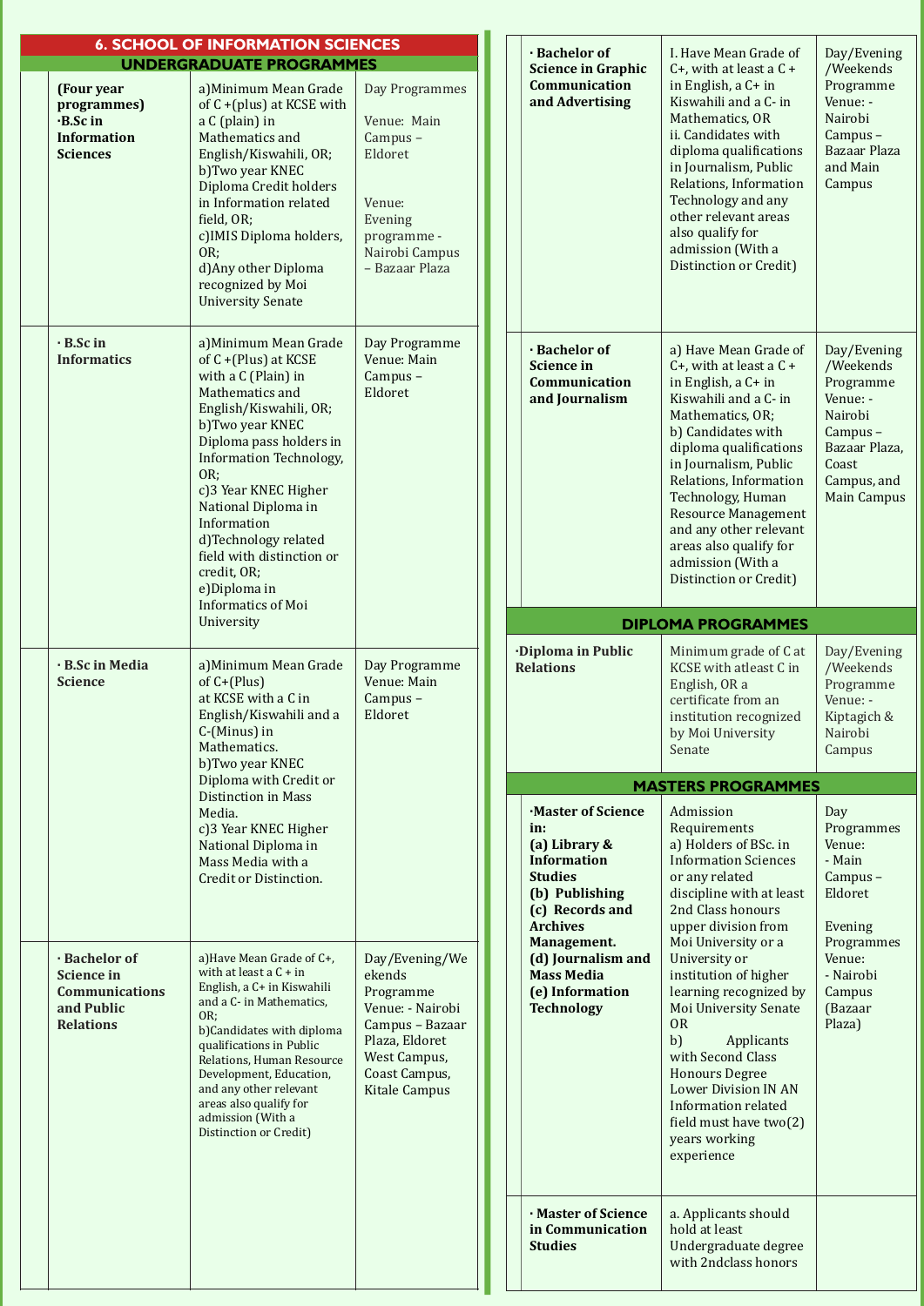## 6. SCHOOL OF INFORMATION SCIENCES

### UNDERGRADUATE PROGRAMMES

| Programme | Requirements | Mode/Venue |
|---|---|---|
| **(Four year programmes) ·B.Sc in Information Sciences** | a)Minimum Mean Grade of C +(plus) at KCSE with a C (plain) in Mathematics and English/Kiswahili, OR; b)Two year KNEC Diploma Credit holders in Information related field, OR; c)IMIS Diploma holders, OR; d)Any other Diploma recognized by Moi University Senate | Day Programmes Venue: Main Campus – Eldoret Venue: Evening programme - Nairobi Campus – Bazaar Plaza |
| **· B.Sc in Informatics** | a)Minimum Mean Grade of C +(Plus) at KCSE with a C (Plain) in Mathematics and English/Kiswahili, OR; b)Two year KNEC Diploma pass holders in Information Technology, OR; c)3 Year KNEC Higher National Diploma in Information d)Technology related field with distinction or credit, OR; e)Diploma in Informatics of Moi University | Day Programme Venue: Main Campus – Eldoret |
| **· B.Sc in Media Science** | a)Minimum Mean Grade of C+(Plus) at KCSE with a C in English/Kiswahili and a C-(Minus) in Mathematics. b)Two year KNEC Diploma with Credit or Distinction in Mass Media. c)3 Year KNEC Higher National Diploma in Mass Media with a Credit or Distinction. | Day Programme Venue: Main Campus – Eldoret |
| **· Bachelor of Science in Communications and Public Relations** | a)Have Mean Grade of C+, with at least a C + in English, a C+ in Kiswahili and a C- in Mathematics, OR; b)Candidates with diploma qualifications in Public Relations, Human Resource Development, Education, and any other relevant areas also qualify for admission (With a Distinction or Credit) | Day/Evening/Weekends Programme Venue: - Nairobi Campus – Bazaar Plaza, Eldoret West Campus, Coast Campus, Kitale Campus |
| **· Bachelor of Science in Graphic Communication and Advertising** | I. Have Mean Grade of C+, with at least a C + in English, a C+ in Kiswahili and a C- in Mathematics, OR ii. Candidates with diploma qualifications in Journalism, Public Relations, Information Technology and any other relevant areas also qualify for admission (With a Distinction or Credit) | Day/Evening /Weekends Programme Venue: - Nairobi Campus – Bazaar Plaza and Main Campus |
| **· Bachelor of Science in Communication and Journalism** | a) Have Mean Grade of C+, with at least a C + in English, a C+ in Kiswahili and a C- in Mathematics, OR; b) Candidates with diploma qualifications in Journalism, Public Relations, Information Technology, Human Resource Management and any other relevant areas also qualify for admission (With a Distinction or Credit) | Day/Evening /Weekends Programme Venue: - Nairobi Campus – Bazaar Plaza, Coast Campus, and Main Campus |

### DIPLOMA PROGRAMMES

| Programme | Requirements | Mode/Venue |
|---|---|---|
| **·Diploma in Public Relations** | Minimum grade of C at KCSE with atleast C in English, OR a certificate from an institution recognized by Moi University Senate | Day/Evening /Weekends Programme Venue: - Kiptagich & Nairobi Campus |

### MASTERS PROGRAMMES

| Programme | Requirements | Mode/Venue |
|---|---|---|
| **·Master of Science in: (a) Library & Information Studies (b) Publishing (c) Records and Archives Management. (d) Journalism and Mass Media (e) Information Technology** | Admission Requirements a) Holders of BSc. in Information Sciences or any related discipline with at least 2nd Class honours upper division from Moi University or a University or institution of higher learning recognized by Moi University Senate OR b) Applicants with Second Class Honours Degree Lower Division IN AN Information related field must have two(2) years working experience | Day Programmes Venue: - Main Campus – Eldoret Evening Programmes Venue: - Nairobi Campus (Bazaar Plaza) |
| **· Master of Science in Communication Studies** | a. Applicants should hold at least Undergraduate degree with 2ndclass honors | |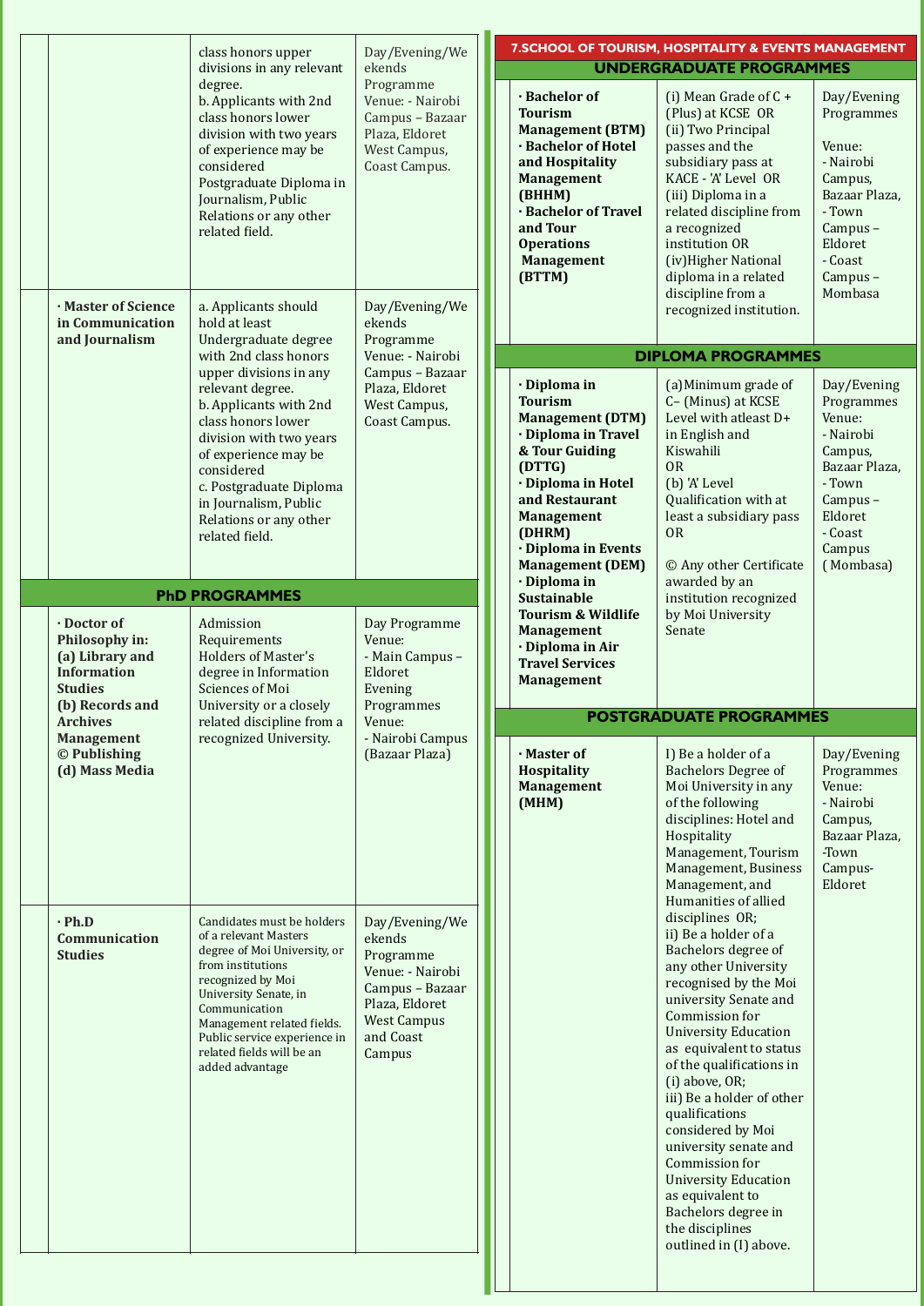| | Programme | Requirements | Mode / Venue |
|---|---|---|---|
| | | class honors upper divisions in any relevant degree.<br>b. Applicants with 2nd class honors lower division with two years of experience may be considered<br>Postgraduate Diploma in Journalism, Public Relations or any other related field. | Day/Evening/Weekends Programme Venue: - Nairobi Campus – Bazaar Plaza, Eldoret West Campus, Coast Campus. |
| | · **Master of Science in Communication and Journalism** | a. Applicants should hold at least Undergraduate degree with 2nd class honors upper divisions in any relevant degree.<br>b. Applicants with 2nd class honors lower division with two years of experience may be considered<br>c. Postgraduate Diploma in Journalism, Public Relations or any other related field. | Day/Evening/Weekends Programme Venue: - Nairobi Campus – Bazaar Plaza, Eldoret West Campus, Coast Campus. |
| | **PhD PROGRAMMES** | | |
| | · **Doctor of Philosophy in:**<br>**(a) Library and Information Studies**<br>**(b) Records and Archives Management**<br>**© Publishing**<br>**(d) Mass Media** | Admission Requirements<br>Holders of Master's degree in Information Sciences of Moi University or a closely related discipline from a recognized University. | Day Programme Venue:<br>- Main Campus – Eldoret<br>Evening Programmes Venue:<br>- Nairobi Campus (Bazaar Plaza) |
| | · **Ph.D Communication Studies** | Candidates must be holders of a relevant Masters degree of Moi University, or from institutions recognized by Moi University Senate, in Communication Management related fields. Public service experience in related fields will be an added advantage | Day/Evening/Weekends Programme Venue: - Nairobi Campus – Bazaar Plaza, Eldoret West Campus and Coast Campus |

## 7.SCHOOL OF TOURISM, HOSPITALITY & EVENTS MANAGEMENT

| Programme | Requirements | Mode / Venue |
|---|---|---|
| **UNDERGRADUATE PROGRAMMES** | | |
| · **Bachelor of Tourism Management (BTM)**<br>· **Bachelor of Hotel and Hospitality Management (BHHM)**<br>· **Bachelor of Travel and Tour Operations Management (BTTM)** | (i) Mean Grade of C + (Plus) at KCSE OR<br>(ii) Two Principal passes and the subsidiary pass at KACE - 'A' Level OR<br>(iii) Diploma in a related discipline from a recognized institution OR<br>(iv)Higher National diploma in a related discipline from a recognized institution. | Day/Evening Programmes<br>Venue:<br>- Nairobi Campus, Bazaar Plaza,<br>- Town Campus – Eldoret<br>- Coast Campus – Mombasa |
| **DIPLOMA PROGRAMMES** | | |
| · **Diploma in Tourism Management (DTM)**<br>· **Diploma in Travel & Tour Guiding (DTTG)**<br>· **Diploma in Hotel and Restaurant Management (DHRM)**<br>· **Diploma in Events Management (DEM)**<br>· **Diploma in Sustainable Tourism & Wildlife Management**<br>· **Diploma in Air Travel Services Management** | (a)Minimum grade of C– (Minus) at KCSE Level with atleast D+ in English and Kiswahili<br>OR<br>(b) 'A' Level Qualification with at least a subsidiary pass<br>OR<br>© Any other Certificate awarded by an institution recognized by Moi University Senate | Day/Evening Programmes Venue:<br>- Nairobi Campus, Bazaar Plaza,<br>- Town Campus – Eldoret<br>- Coast Campus (Mombasa) |
| **POSTGRADUATE PROGRAMMES** | | |
| · **Master of Hospitality Management (MHM)** | I) Be a holder of a Bachelors Degree of Moi University in any of the following disciplines: Hotel and Hospitality Management, Tourism Management, Business Management, and Humanities of allied disciplines OR;<br>ii) Be a holder of a Bachelors degree of any other University recognised by the Moi university Senate and Commission for University Education as equivalent to status of the qualifications in (i) above, OR;<br>iii) Be a holder of other qualifications considered by Moi university senate and Commission for University Education as equivalent to Bachelors degree in the disciplines outlined in (I) above. | Day/Evening Programmes Venue:<br>- Nairobi Campus, Bazaar Plaza,<br>-Town Campus- Eldoret |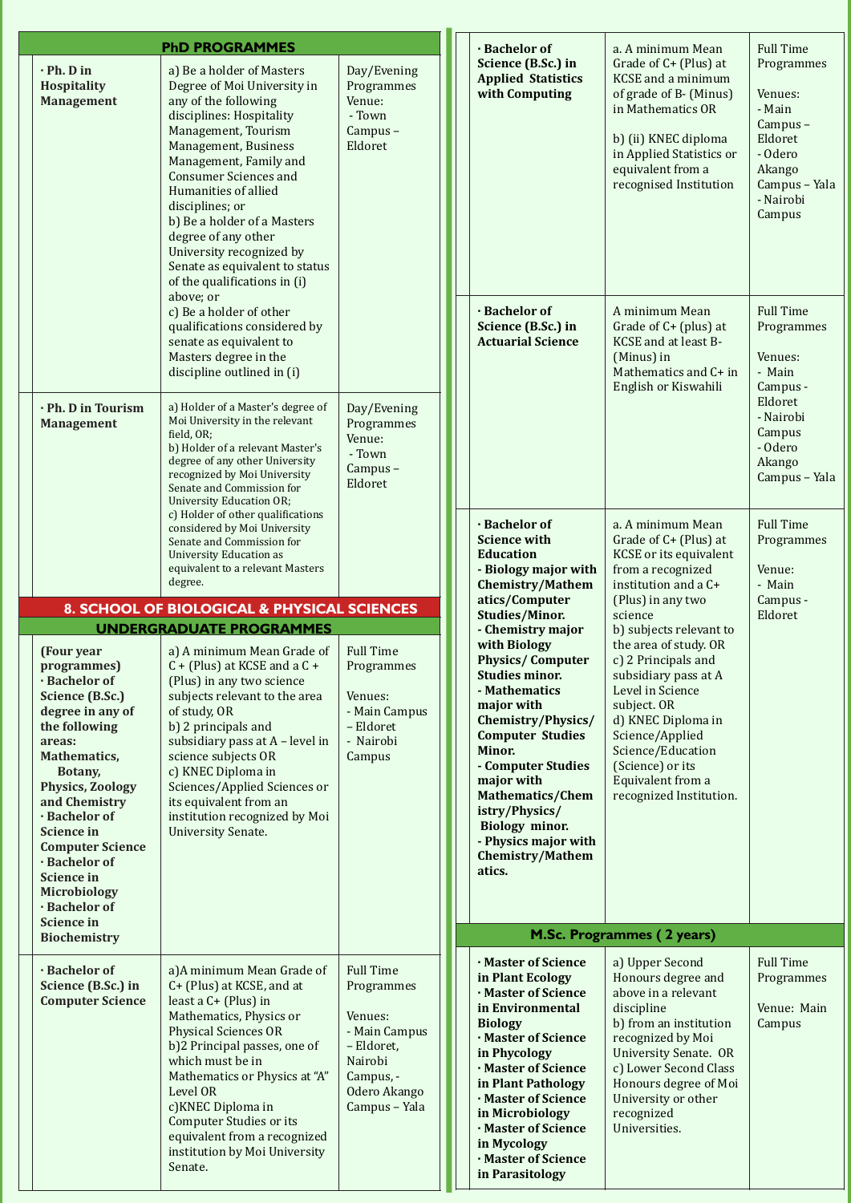## PhD PROGRAMMES

| Programme | Requirements | Mode/Venue |
|---|---|---|
| · Ph. D in Hospitality Management | a) Be a holder of Masters Degree of Moi University in any of the following disciplines: Hospitality Management, Tourism Management, Business Management, Family and Consumer Sciences and Humanities of allied disciplines; or<br>b) Be a holder of a Masters degree of any other University recognized by Senate as equivalent to status of the qualifications in (i) above; or<br>c) Be a holder of other qualifications considered by senate as equivalent to Masters degree in the discipline outlined in (i) | Day/Evening Programmes<br>Venue:<br>- Town Campus – Eldoret |
| · Ph. D in Tourism Management | a) Holder of a Master's degree of Moi University in the relevant field, OR;<br>b) Holder of a relevant Master's degree of any other University recognized by Moi University Senate and Commission for University Education OR;<br>c) Holder of other qualifications considered by Moi University Senate and Commission for University Education as equivalent to a relevant Masters degree. | Day/Evening Programmes<br>Venue:<br>- Town Campus – Eldoret |

## 8. SCHOOL OF BIOLOGICAL & PHYSICAL SCIENCES

### UNDERGRADUATE PROGRAMMES

| Programme | Requirements | Mode/Venue |
|---|---|---|
| (Four year programmes)<br>· Bachelor of Science (B.Sc.) degree in any of the following areas: Mathematics, Botany, Physics, Zoology and Chemistry<br>· Bachelor of Science in Computer Science<br>· Bachelor of Science in Microbiology<br>· Bachelor of Science in Biochemistry | a) A minimum Mean Grade of C + (Plus) at KCSE and a C + (Plus) in any two science subjects relevant to the area of study, OR<br>b) 2 principals and subsidiary pass at A – level in science subjects OR<br>c) KNEC Diploma in Sciences/Applied Sciences or its equivalent from an institution recognized by Moi University Senate. | Full Time Programmes<br><br>Venues:<br>- Main Campus – Eldoret<br>- Nairobi Campus |
| · Bachelor of Science (B.Sc.) in Computer Science | a)A minimum Mean Grade of C+ (Plus) at KCSE, and at least a C+ (Plus) in Mathematics, Physics or Physical Sciences OR<br>b)2 Principal passes, one of which must be in Mathematics or Physics at "A" Level OR<br>c)KNEC Diploma in Computer Studies or its equivalent from a recognized institution by Moi University Senate. | Full Time Programmes<br><br>Venues:<br>- Main Campus – Eldoret, Nairobi Campus, - Odero Akango Campus – Yala |
| · Bachelor of Science (B.Sc.) in Applied Statistics with Computing | a. A minimum Mean Grade of C+ (Plus) at KCSE and a minimum of grade of B- (Minus) in Mathematics OR<br><br>b) (ii) KNEC diploma in Applied Statistics or equivalent from a recognised Institution | Full Time Programmes<br><br>Venues:<br>- Main Campus – Eldoret<br>- Odero Akango Campus – Yala<br>- Nairobi Campus |
| · Bachelor of Science (B.Sc.) in Actuarial Science | A minimum Mean Grade of C+ (plus) at KCSE and at least B- (Minus) in Mathematics and C+ in English or Kiswahili | Full Time Programmes<br><br>Venues:<br>- Main Campus - Eldoret<br>- Nairobi Campus<br>- Odero Akango Campus – Yala |
| · Bachelor of Science with Education<br>- Biology major with Chemistry/Mathematics/Computer Studies/Minor.<br>- Chemistry major with Biology Physics/ Computer Studies minor.<br>- Mathematics major with Chemistry/Physics/ Computer Studies Minor.<br>- Computer Studies major with Mathematics/Chemistry/Physics/ Biology minor.<br>- Physics major with Chemistry/Mathematics. | a. A minimum Mean Grade of C+ (Plus) at KCSE or its equivalent from a recognized institution and a C+ (Plus) in any two science<br>b) subjects relevant to the area of study. OR<br>c) 2 Principals and subsidiary pass at A Level in Science subject. OR<br>d) KNEC Diploma in Science/Applied Science/Education (Science) or its Equivalent from a recognized Institution. | Full Time Programmes<br><br>Venue:<br>- Main Campus - Eldoret |

### M.Sc. Programmes ( 2 years)

| Programme | Requirements | Mode/Venue |
|---|---|---|
| · Master of Science in Plant Ecology<br>· Master of Science in Environmental Biology<br>· Master of Science in Phycology<br>· Master of Science in Plant Pathology<br>· Master of Science in Microbiology<br>· Master of Science in Mycology<br>· Master of Science in Parasitology | a) Upper Second Honours degree and above in a relevant discipline<br>b) from an institution recognized by Moi University Senate. OR<br>c) Lower Second Class Honours degree of Moi University or other recognized Universities. | Full Time Programmes<br><br>Venue: Main Campus |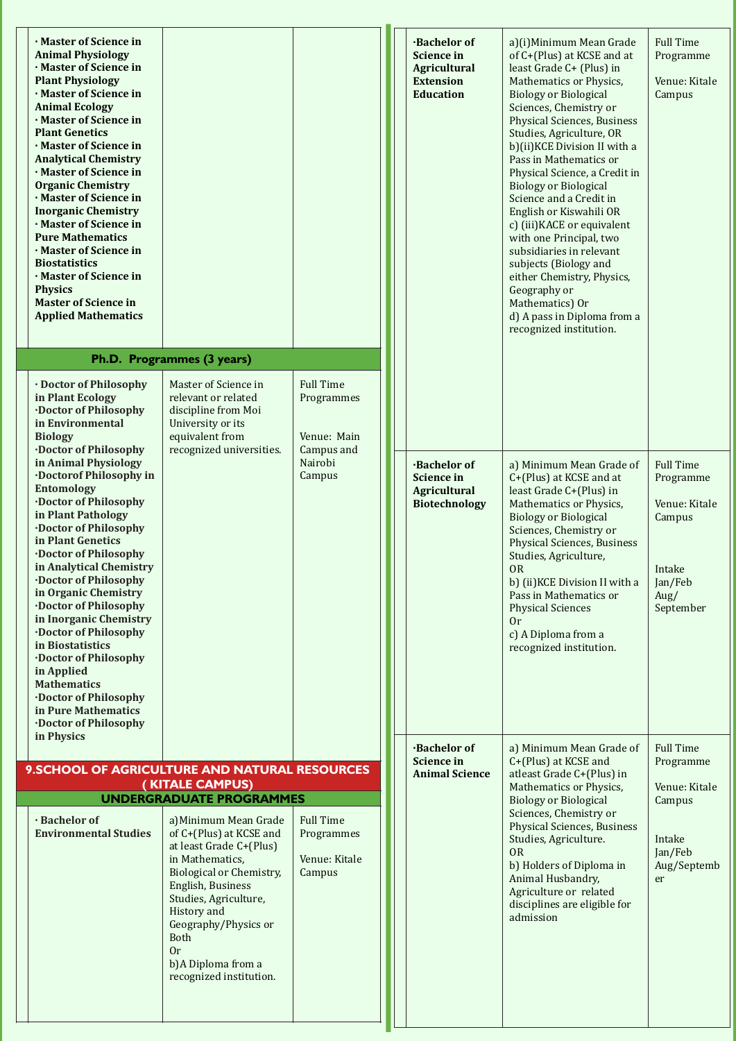| Programme | Requirements | Mode/Venue |
|---|---|---|
| · Master of Science in Animal Physiology<br>· Master of Science in Plant Physiology<br>· Master of Science in Animal Ecology<br>· Master of Science in Plant Genetics<br>· Master of Science in Analytical Chemistry<br>· Master of Science in Organic Chemistry<br>· Master of Science in Inorganic Chemistry<br>· Master of Science in Pure Mathematics<br>· Master of Science in Biostatistics<br>· Master of Science in Physics<br>Master of Science in Applied Mathematics | | |

### Ph.D. Programmes (3 years)

| Programme | Requirements | Mode/Venue |
|---|---|---|
| · Doctor of Philosophy in Plant Ecology<br>·Doctor of Philosophy in Environmental Biology<br>·Doctor of Philosophy in Animal Physiology<br>·Doctorof Philosophy in Entomology<br>·Doctor of Philosophy in Plant Pathology<br>·Doctor of Philosophy in Plant Genetics<br>·Doctor of Philosophy in Analytical Chemistry<br>·Doctor of Philosophy in Organic Chemistry<br>·Doctor of Philosophy in Inorganic Chemistry<br>·Doctor of Philosophy in Biostatistics<br>·Doctor of Philosophy in Applied Mathematics<br>·Doctor of Philosophy in Pure Mathematics<br>·Doctor of Philosophy in Physics | Master of Science in relevant or related discipline from Moi University or its equivalent from recognized universities. | Full Time Programmes<br><br>Venue: Main Campus and Nairobi Campus |

## 9.SCHOOL OF AGRICULTURE AND NATURAL RESOURCES ( KITALE CAMPUS)

### UNDERGRADUATE PROGRAMMES

| Programme | Requirements | Mode/Venue |
|---|---|---|
| · Bachelor of Environmental Studies | a)Minimum Mean Grade of C+(Plus) at KCSE and at least Grade C+(Plus) in Mathematics, Biological or Chemistry, English, Business Studies, Agriculture, History and Geography/Physics or Both<br>Or<br>b)A Diploma from a recognized institution. | Full Time Programmes<br><br>Venue: Kitale Campus |
| ·Bachelor of Science in Agricultural Extension Education | a)(i)Minimum Mean Grade of C+(Plus) at KCSE and at least Grade C+ (Plus) in Mathematics or Physics, Biology or Biological Sciences, Chemistry or Physical Sciences, Business Studies, Agriculture, OR<br>b)(ii)KCE Division II with a Pass in Mathematics or Physical Science, a Credit in Biology or Biological Science and a Credit in English or Kiswahili OR<br>c) (iii)KACE or equivalent with one Principal, two subsidiaries in relevant subjects (Biology and either Chemistry, Physics, Geography or Mathematics) Or<br>d) A pass in Diploma from a recognized institution. | Full Time Programme<br><br>Venue: Kitale Campus |
| ·Bachelor of Science in Agricultural Biotechnology | a) Minimum Mean Grade of C+(Plus) at KCSE and at least Grade C+(Plus) in Mathematics or Physics, Biology or Biological Sciences, Chemistry or Physical Sciences, Business Studies, Agriculture,<br>OR<br>b) (ii)KCE Division II with a Pass in Mathematics or Physical Sciences<br>Or<br>c) A Diploma from a recognized institution. | Full Time Programme<br><br>Venue: Kitale Campus<br><br>Intake Jan/Feb Aug/ September |
| ·Bachelor of Science in Animal Science | a) Minimum Mean Grade of C+(Plus) at KCSE and atleast Grade C+(Plus) in Mathematics or Physics, Biology or Biological Sciences, Chemistry or Physical Sciences, Business Studies, Agriculture.<br>OR<br>b) Holders of Diploma in Animal Husbandry, Agriculture or related disciplines are eligible for admission | Full Time Programme<br><br>Venue: Kitale Campus<br><br>Intake Jan/Feb Aug/September |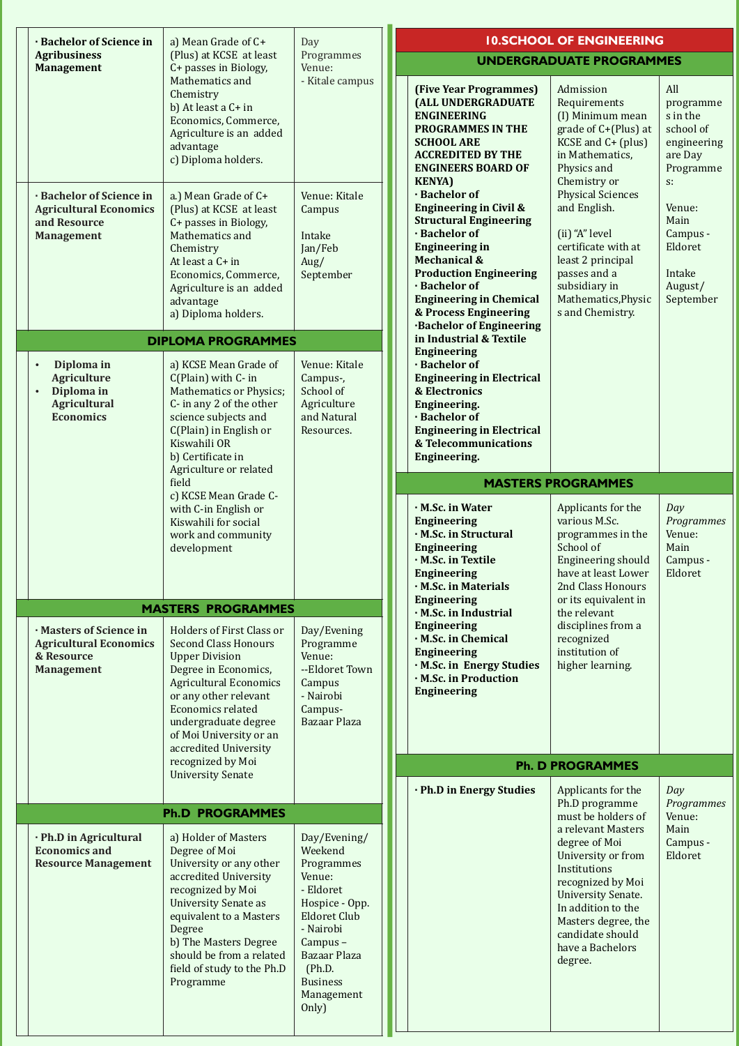| | | |
|---|---|---|
| **· Bachelor of Science in Agribusiness Management** | a) Mean Grade of C+ (Plus) at KCSE at least C+ passes in Biology, Mathematics and Chemistry<br>b) At least a C+ in Economics, Commerce, Agriculture is an added advantage<br>c) Diploma holders. | Day Programmes Venue:<br>- Kitale campus |
| **· Bachelor of Science in Agricultural Economics and Resource Management** | a.) Mean Grade of C+ (Plus) at KCSE at least C+ passes in Biology, Mathematics and Chemistry<br>At least a C+ in Economics, Commerce, Agriculture is an added advantage<br>a) Diploma holders. | Venue: Kitale Campus<br><br>Intake Jan/Feb Aug/ September |

## DIPLOMA PROGRAMMES

| | | |
|---|---|---|
| • **Diploma in Agriculture**<br>• **Diploma in Agricultural Economics** | a) KCSE Mean Grade of C(Plain) with C- in Mathematics or Physics; C- in any 2 of the other science subjects and C(Plain) in English or Kiswahili OR<br>b) Certificate in Agriculture or related field<br>c) KCSE Mean Grade C- with C-in English or Kiswahili for social work and community development | Venue: Kitale Campus-, School of Agriculture and Natural Resources. |

## MASTERS PROGRAMMES

| | | |
|---|---|---|
| **· Masters of Science in Agricultural Economics & Resource Management** | Holders of First Class or Second Class Honours Upper Division Degree in Economics, Agricultural Economics or any other relevant Economics related undergraduate degree of Moi University or an accredited University recognized by Moi University Senate | Day/Evening Programme Venue:<br>--Eldoret Town Campus<br>- Nairobi Campus- Bazaar Plaza |

## Ph.D PROGRAMMES

| | | |
|---|---|---|
| **· Ph.D in Agricultural Economics and Resource Management** | a) Holder of Masters Degree of Moi University or any other accredited University recognized by Moi University Senate as equivalent to a Masters Degree<br>b) The Masters Degree should be from a related field of study to the Ph.D Programme | Day/Evening/ Weekend Programmes Venue:<br>- Eldoret Hospice - Opp. Eldoret Club<br>- Nairobi Campus – Bazaar Plaza (Ph.D. Business Management Only) |

# 10.SCHOOL OF ENGINEERING

## UNDERGRADUATE PROGRAMMES

| | | |
|---|---|---|
| **(Five Year Programmes) (ALL UNDERGRADUATE ENGINEERING PROGRAMMES IN THE SCHOOL ARE ACCREDITED BY THE ENGINEERS BOARD OF KENYA)**<br>**· Bachelor of Engineering in Civil & Structural Engineering**<br>**· Bachelor of Engineering in Mechanical & Production Engineering**<br>**· Bachelor of Engineering in Chemical & Process Engineering**<br>**·Bachelor of Engineering in Industrial & Textile Engineering**<br>**· Bachelor of Engineering in Electrical & Electronics Engineering.**<br>**· Bachelor of Engineering in Electrical & Telecommunications Engineering.** | Admission Requirements<br>(I) Minimum mean grade of C+(Plus) at KCSE and C+ (plus) in Mathematics, Physics and Chemistry or Physical Sciences and English.<br><br>(ii) "A" level certificate with at least 2 principal passes and a subsidiary in Mathematics,Physics and Chemistry. | All programmes in the school of engineering are Day Programmes:<br><br>Venue: Main Campus - Eldoret<br><br>Intake August/ September |

## MASTERS PROGRAMMES

| | | |
|---|---|---|
| **· M.Sc. in Water Engineering**<br>**· M.Sc. in Structural Engineering**<br>**· M.Sc. in Textile Engineering**<br>**· M.Sc. in Materials Engineering**<br>**· M.Sc. in Industrial Engineering**<br>**· M.Sc. in Chemical Engineering**<br>**· M.Sc. in Energy Studies**<br>**· M.Sc. in Production Engineering** | Applicants for the various M.Sc. programmes in the School of Engineering should have at least Lower 2nd Class Honours or its equivalent in the relevant disciplines from a recognized institution of higher learning. | *Day Programmes* Venue: Main Campus - Eldoret |

## Ph. D PROGRAMMES

| | | |
|---|---|---|
| **· Ph.D in Energy Studies** | Applicants for the Ph.D programme must be holders of a relevant Masters degree of Moi University or from Institutions recognized by Moi University Senate. In addition to the Masters degree, the candidate should have a Bachelors degree. | *Day Programmes* Venue: Main Campus - Eldoret |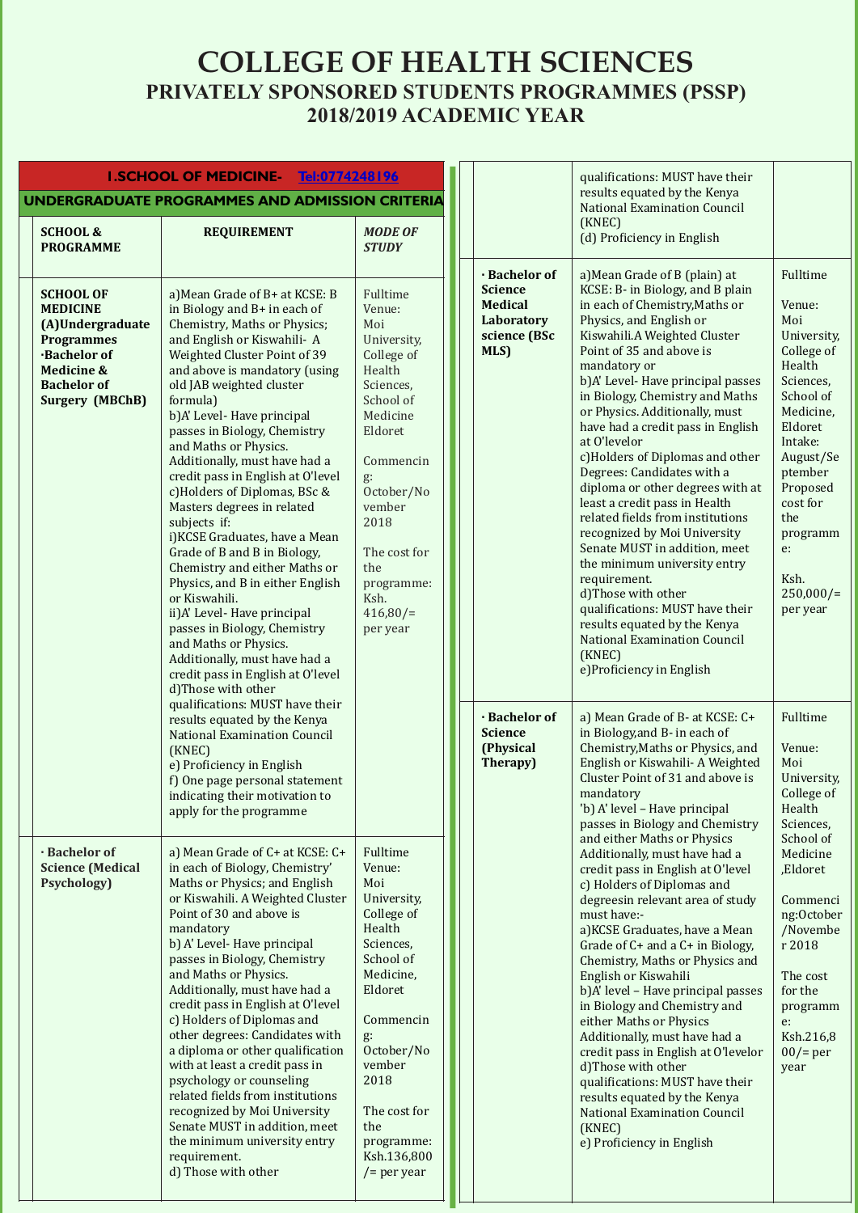# COLLEGE OF HEALTH SCIENCES

## PRIVATELY SPONSORED STUDENTS PROGRAMMES (PSSP)

## 2018/2019 ACADEMIC YEAR

### 1.SCHOOL OF MEDICINE- Tel:0774248196

### UNDERGRADUATE PROGRAMMES AND ADMISSION CRITERIA

| SCHOOL & PROGRAMME | REQUIREMENT | *MODE OF STUDY* |
|---|---|---|
| **SCHOOL OF MEDICINE (A)Undergraduate Programmes ·Bachelor of Medicine & Bachelor of Surgery (MBChB)** | a)Mean Grade of B+ at KCSE: B in Biology and B+ in each of Chemistry, Maths or Physics; and English or Kiswahili- A Weighted Cluster Point of 39 and above is mandatory (using old JAB weighted cluster formula)<br>b)A' Level- Have principal passes in Biology, Chemistry and Maths or Physics. Additionally, must have had a credit pass in English at O'level<br>c)Holders of Diplomas, BSc & Masters degrees in related subjects if:<br>i)KCSE Graduates, have a Mean Grade of B and B in Biology, Chemistry and either Maths or Physics, and B in either English or Kiswahili.<br>ii)A' Level- Have principal passes in Biology, Chemistry and Maths or Physics. Additionally, must have had a credit pass in English at O'level<br>d)Those with other qualifications: MUST have their results equated by the Kenya National Examination Council (KNEC)<br>e) Proficiency in English<br>f) One page personal statement indicating their motivation to apply for the programme | Fulltime Venue: Moi University, College of Health Sciences, School of Medicine Eldoret<br><br>Commencing: October/November 2018<br><br>The cost for the programme: Ksh. 416,80/= per year |
| **· Bachelor of Science (Medical Psychology)** | a) Mean Grade of C+ at KCSE: C+ in each of Biology, Chemistry' Maths or Physics; and English or Kiswahili. A Weighted Cluster Point of 30 and above is mandatory<br>b) A' Level- Have principal passes in Biology, Chemistry and Maths or Physics. Additionally, must have had a credit pass in English at O'level<br>c) Holders of Diplomas and other degrees: Candidates with a diploma or other qualification with at least a credit pass in psychology or counseling related fields from institutions recognized by Moi University Senate MUST in addition, meet the minimum university entry requirement.<br>d) Those with other qualifications: MUST have their results equated by the Kenya National Examination Council (KNEC)<br>(d) Proficiency in English | Fulltime Venue: Moi University, College of Health Sciences, School of Medicine, Eldoret<br><br>Commencing: October/November 2018<br><br>The cost for the programme: Ksh.136,800 /= per year |
| **· Bachelor of Science Medical Laboratory science (BSc MLS)** | a)Mean Grade of B (plain) at KCSE: B- in Biology, and B plain in each of Chemistry,Maths or Physics, and English or Kiswahili.A Weighted Cluster Point of 35 and above is mandatory or<br>b)A' Level- Have principal passes in Biology, Chemistry and Maths or Physics. Additionally, must have had a credit pass in English at O'levelor<br>c)Holders of Diplomas and other Degrees: Candidates with a diploma or other degrees with at least a credit pass in Health related fields from institutions recognized by Moi University Senate MUST in addition, meet the minimum university entry requirement.<br>d)Those with other qualifications: MUST have their results equated by the Kenya National Examination Council (KNEC)<br>e)Proficiency in English | Fulltime<br><br>Venue: Moi University, College of Health Sciences, School of Medicine, Eldoret Intake: August/September Proposed cost for the programme:<br><br>Ksh. 250,000/= per year |
| **· Bachelor of Science (Physical Therapy)** | a) Mean Grade of B- at KCSE: C+ in Biology,and B- in each of Chemistry,Maths or Physics, and English or Kiswahili- A Weighted Cluster Point of 31 and above is mandatory<br>'b) A' level – Have principal passes in Biology and Chemistry and either Maths or Physics Additionally, must have had a credit pass in English at O'level<br>c) Holders of Diplomas and degreesin relevant area of study must have:-<br>a)KCSE Graduates, have a Mean Grade of C+ and a C+ in Biology, Chemistry, Maths or Physics and English or Kiswahili<br>b)A' level – Have principal passes in Biology and Chemistry and either Maths or Physics Additionally, must have had a credit pass in English at O'levelor<br>d)Those with other qualifications: MUST have their results equated by the Kenya National Examination Council (KNEC)<br>e) Proficiency in English | Fulltime<br><br>Venue: Moi University, College of Health Sciences, School of Medicine ,Eldoret<br><br>Commenci ng:October /November 2018<br><br>The cost for the programme: Ksh.216,800/= per year |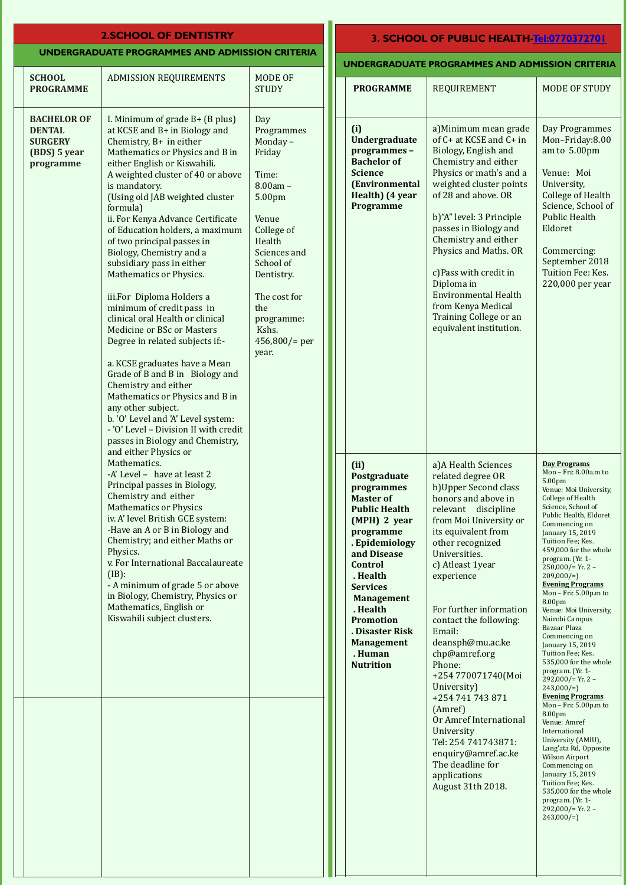## 2.SCHOOL OF DENTISTRY

### UNDERGRADUATE PROGRAMMES AND ADMISSION CRITERIA

| SCHOOL PROGRAMME | ADMISSION REQUIREMENTS | MODE OF STUDY |
|---|---|---|
| **BACHELOR OF DENTAL SURGERY (BDS) 5 year programme** | I. Minimum of grade B+ (B plus) at KCSE and B+ in Biology and Chemistry, B+ in either Mathematics or Physics and B in either English or Kiswahili.<br>A weighted cluster of 40 or above is mandatory.<br>(Using old JAB weighted cluster formula)<br>ii. For Kenya Advance Certificate of Education holders, a maximum of two principal passes in Biology, Chemistry and a subsidiary pass in either Mathematics or Physics.<br><br>iii.For Diploma Holders a minimum of credit pass in clinical oral Health or clinical Medicine or BSc or Masters Degree in related subjects if:-<br><br>a. KCSE graduates have a Mean Grade of B and B in Biology and Chemistry and either Mathematics or Physics and B in any other subject.<br>b. 'O' Level and 'A' Level system:<br>- 'O' Level – Division II with credit passes in Biology and Chemistry, and either Physics or Mathematics.<br>-A' Level – have at least 2 Principal passes in Biology, Chemistry and either Mathematics or Physics<br>iv. A' level British GCE system:<br>-Have an A or B in Biology and Chemistry; and either Maths or Physics.<br>v. For International Baccalaureate (IB):<br>- A minimum of grade 5 or above in Biology, Chemistry, Physics or Mathematics, English or Kiswahili subject clusters. | Day Programmes Monday – Friday<br><br>Time: 8.00am – 5.00pm<br><br>Venue College of Health Sciences and School of Dentistry.<br><br>The cost for the programme: Kshs. 456,800/= per year. |
| | | |

## 3. SCHOOL OF PUBLIC HEALTH-Tel:0770372701

### UNDERGRADUATE PROGRAMMES AND ADMISSION CRITERIA

| PROGRAMME | REQUIREMENT | MODE OF STUDY |
|---|---|---|
| **(i) Undergraduate programmes – Bachelor of Science (Environmental Health) (4 year Programme** | a)Minimum mean grade of C+ at KCSE and C+ in Biology, English and Chemistry and either Physics or math's and a weighted cluster points of 28 and above. OR<br><br>b)"A" level: 3 Principle passes in Biology and Chemistry and either Physics and Maths. OR<br><br>c)Pass with credit in Diploma in Environmental Health from Kenya Medical Training College or an equivalent institution. | Day Programmes Mon–Friday:8.00 am to 5.00pm<br><br>Venue: Moi University, College of Health Science, School of Public Health Eldoret<br><br>Commercing: September 2018 Tuition Fee: Kes. 220,000 per year |
| **(ii) Postgraduate programmes Master of Public Health (MPH) 2 year programme<br>. Epidemiology and Disease Control<br>. Health Services Management<br>. Health Promotion<br>. Disaster Risk Management<br>. Human Nutrition** | a)A Health Sciences related degree OR<br>b)Upper Second class honors and above in relevant discipline from Moi University or its equivalent from other recognized Universities.<br>c) Atleast 1year experience<br><br>For further information contact the following:<br>Email:<br>deansph@mu.ac.ke<br>chp@amref.org<br>Phone:<br>+254 770071740(Moi University)<br>+254 741 743 871 (Amref)<br>Or Amref International University<br>Tel: 254 741743871:<br>enquiry@amref.ac.ke<br>The deadline for applications<br>August 31th 2018. | **Day Programs**<br>Mon – Fri: 8.00a.m to 5.00pm<br>Venue: Moi University, College of Health Science, School of Public Health, Eldoret<br>Commencing on January 15, 2019<br>Tuition Fee; Kes. 459,000 for the whole program. (Yr. 1- 250,000/= Yr. 2 – 209,000/=)<br>**Evening Programs**<br>Mon – Fri: 5.00p.m to 8.00pm<br>Venue: Moi University, Nairobi Campus Bazaar Plaza<br>Commencing on January 15, 2019<br>Tuition Fee; Kes. 535,000 for the whole program. (Yr. 1- 292,000/= Yr. 2 – 243,000/=)<br>**Evening Programs**<br>Mon – Fri: 5.00p.m to 8.00pm<br>Venue: Amref International University (AMIU), Lang'ata Rd, Opposite Wilson Airport<br>Commencing on January 15, 2019<br>Tuition Fee; Kes. 535,000 for the whole program. (Yr. 1- 292,000/= Yr. 2 – 243,000/=) |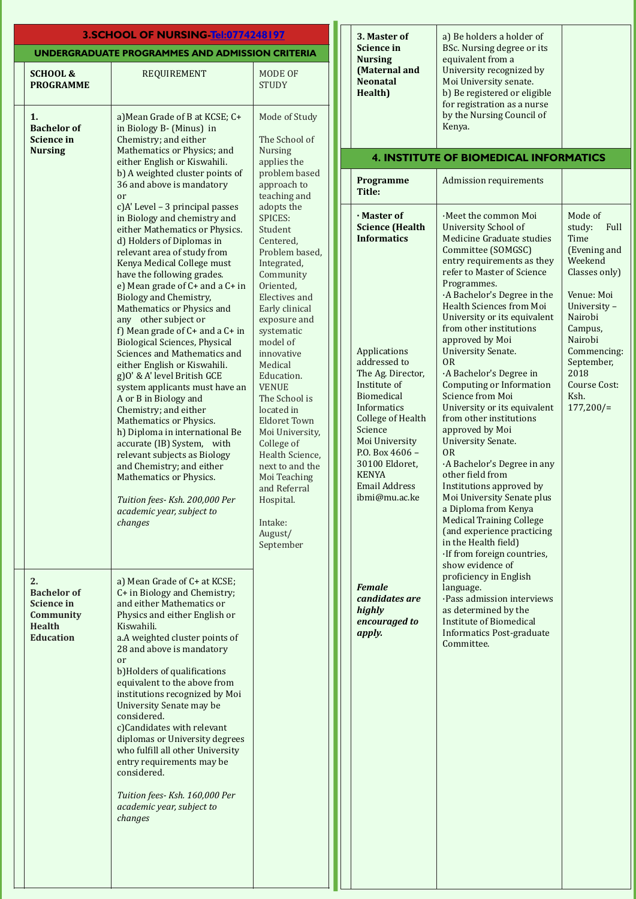## 3.SCHOOL OF NURSING-Tel:0774248197

### UNDERGRADUATE PROGRAMMES AND ADMISSION CRITERIA

| SCHOOL & PROGRAMME | REQUIREMENT | MODE OF STUDY |
|---|---|---|
| **1. Bachelor of Science in Nursing** | a)Mean Grade of B at KCSE; C+ in Biology B- (Minus) in Chemistry; and either Mathematics or Physics; and either English or Kiswahili.<br>b) A weighted cluster points of 36 and above is mandatory<br>or<br>c)A' Level – 3 principal passes in Biology and chemistry and either Mathematics or Physics.<br>d) Holders of Diplomas in relevant area of study from Kenya Medical College must have the following grades.<br>e) Mean grade of C+ and a C+ in Biology and Chemistry, Mathematics or Physics and any other subject or<br>f) Mean grade of C+ and a C+ in Biological Sciences, Physical Sciences and Mathematics and either English or Kiswahili.<br>g)O' & A' level British GCE system applicants must have an A or B in Biology and Chemistry; and either Mathematics or Physics.<br>h) Diploma in international Be accurate (IB) System, with relevant subjects as Biology and Chemistry; and either Mathematics or Physics.<br><br>*Tuition fees- Ksh. 200,000 Per academic year, subject to changes* | Mode of Study<br><br>The School of Nursing applies the problem based approach to teaching and adopts the SPICES: Student Centered, Problem based, Integrated, Community Oriented, Electives and Early clinical exposure and systematic model of innovative Medical Education.<br>VENUE<br>The School is located in Eldoret Town Moi University, College of Health Science, next to and the Moi Teaching and Referral Hospital.<br><br>Intake: August/ September |
| **2. Bachelor of Science in Community Health Education** | a) Mean Grade of C+ at KCSE; C+ in Biology and Chemistry; and either Mathematics or Physics and either English or Kiswahili.<br>a.A weighted cluster points of 28 and above is mandatory<br>or<br>b)Holders of qualifications equivalent to the above from institutions recognized by Moi University Senate may be considered.<br>c)Candidates with relevant diplomas or University degrees who fulfill all other University entry requirements may be considered.<br><br>*Tuition fees- Ksh. 160,000 Per academic year, subject to changes* | |
| **3. Master of Science in Nursing (Maternal and Neonatal Health)** | a) Be holders a holder of BSc. Nursing degree or its equivalent from a University recognized by Moi University senate.<br>b) Be registered or eligible for registration as a nurse by the Nursing Council of Kenya. | |

## 4. INSTITUTE OF BIOMEDICAL INFORMATICS

| Programme Title: | Admission requirements | |
|---|---|---|
| **· Master of Science (Health Informatics**<br><br>Applications addressed to The Ag. Director, Institute of Biomedical Informatics College of Health Science Moi University P.O. Box 4606 – 30100 Eldoret, KENYA Email Address ibmi@mu.ac.ke<br><br>***Female candidates are highly encouraged to apply.*** | ·Meet the common Moi University School of Medicine Graduate studies Committee (SOMGSC) entry requirements as they refer to Master of Science Programmes.<br>·A Bachelor's Degree in the Health Sciences from Moi University or its equivalent from other institutions approved by Moi University Senate.<br>OR<br>·A Bachelor's Degree in Computing or Information Science from Moi University or its equivalent from other institutions approved by Moi University Senate.<br>OR<br>·A Bachelor's Degree in any other field from Institutions approved by Moi University Senate plus a Diploma from Kenya Medical Training College (and experience practicing in the Health field)<br>·If from foreign countries, show evidence of proficiency in English language.<br>·Pass admission interviews as determined by the Institute of Biomedical Informatics Post-graduate Committee. | Mode of study: Full Time (Evening and Weekend Classes only)<br><br>Venue: Moi University – Nairobi Campus, Nairobi Commencing: September, 2018 Course Cost: Ksh. 177,200/= |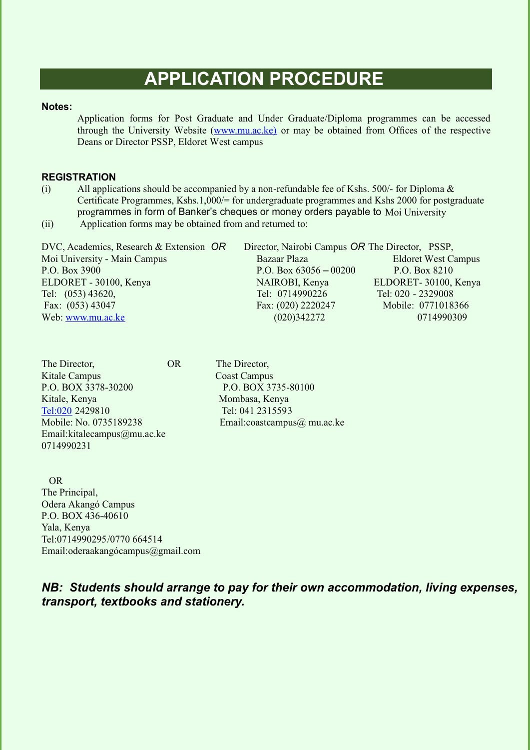# APPLICATION PROCEDURE

**Notes:**

Application forms for Post Graduate and Under Graduate/Diploma programmes can be accessed through the University Website (www.mu.ac.ke) or may be obtained from Offices of the respective Deans or Director PSSP, Eldoret West campus

**REGISTRATION**

(i) All applications should be accompanied by a non-refundable fee of Kshs. 500/- for Diploma & Certificate Programmes, Kshs.1,000/= for undergraduate programmes and Kshs 2000 for postgraduate programmes in form of Banker's cheques or money orders payable to Moi University

(ii) Application forms may be obtained from and returned to:

DVC, Academics, Research & Extension
Moi University - Main Campus
P.O. Box 3900
ELDORET - 30100, Kenya
Tel: (053) 43620,
Fax: (053) 43047
Web: www.mu.ac.ke

*OR*

Director, Nairobi Campus
Bazaar Plaza
P.O. Box 63056 – 00200
NAIROBI, Kenya
Tel: 0714990226
Fax: (020) 2220247
(020)342272

*OR*

The Director, PSSP,
Eldoret West Campus
P.O. Box 8210
ELDORET- 30100, Kenya
Tel: 020 - 2329008
Mobile: 0771018366
0714990309

The Director,
Kitale Campus
P.O. BOX 3378-30200
Kitale, Kenya
Tel:020 2429810
Mobile: No. 0735189238
Email:kitalecampus@mu.ac.ke
0714990231

OR

The Director,
Coast Campus
P.O. BOX 3735-80100
Mombasa, Kenya
Tel: 041 2315593
Email:coastcampus@ mu.ac.ke

OR

The Principal,
Odera Akangó Campus
P.O. BOX 436-40610
Yala, Kenya
Tel:0714990295/0770 664514
Email:oderaakangócampus@gmail.com

***NB: Students should arrange to pay for their own accommodation, living expenses, transport, textbooks and stationery.***